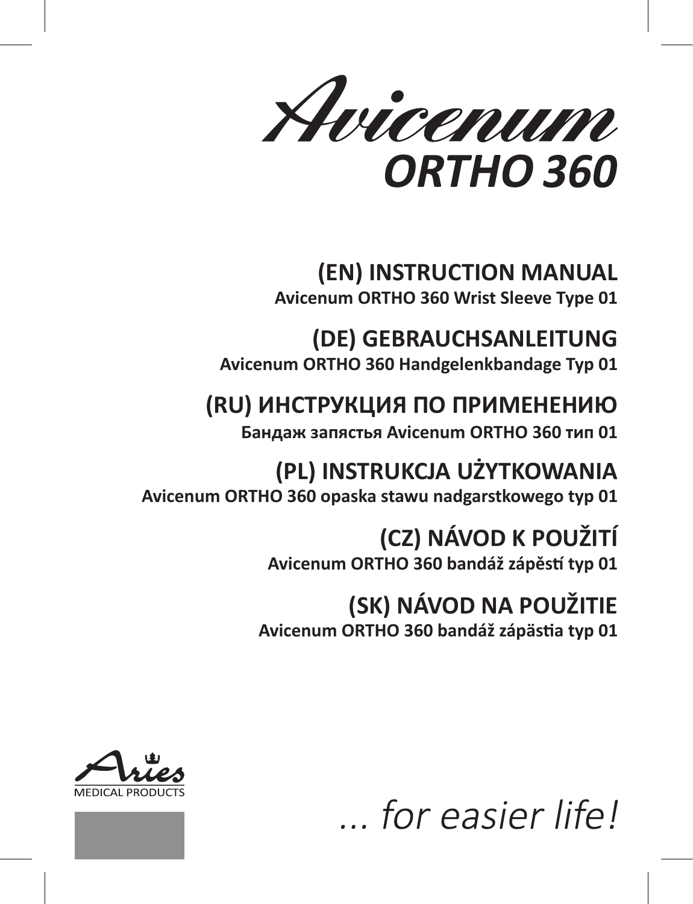# Avicenum ORTHO 360

## (EN) INSTRUCTION MANUAL
**Avicenum ORTHO 360 Wrist Sleeve Type 01**

## (DE) GEBRAUCHSANLEITUNG
**Avicenum ORTHO 360 Handgelenkbandage Typ 01**

## (RU) ИНСТРУКЦИЯ ПО ПРИМЕНЕНИЮ
**Бандаж запястья Avicenum ORTHO 360 тип 01**

## (PL) INSTRUKCJA UŻYTKOWANIA
**Avicenum ORTHO 360 opaska stawu nadgarstkowego typ 01**

## (CZ) NÁVOD K POUŽITÍ
**Avicenum ORTHO 360 bandáž zápěstí typ 01**

## (SK) NÁVOD NA POUŽITIE
**Avicenum ORTHO 360 bandáž zápästia typ 01**

Aries
MEDICAL PRODUCTS

*... for easier life!*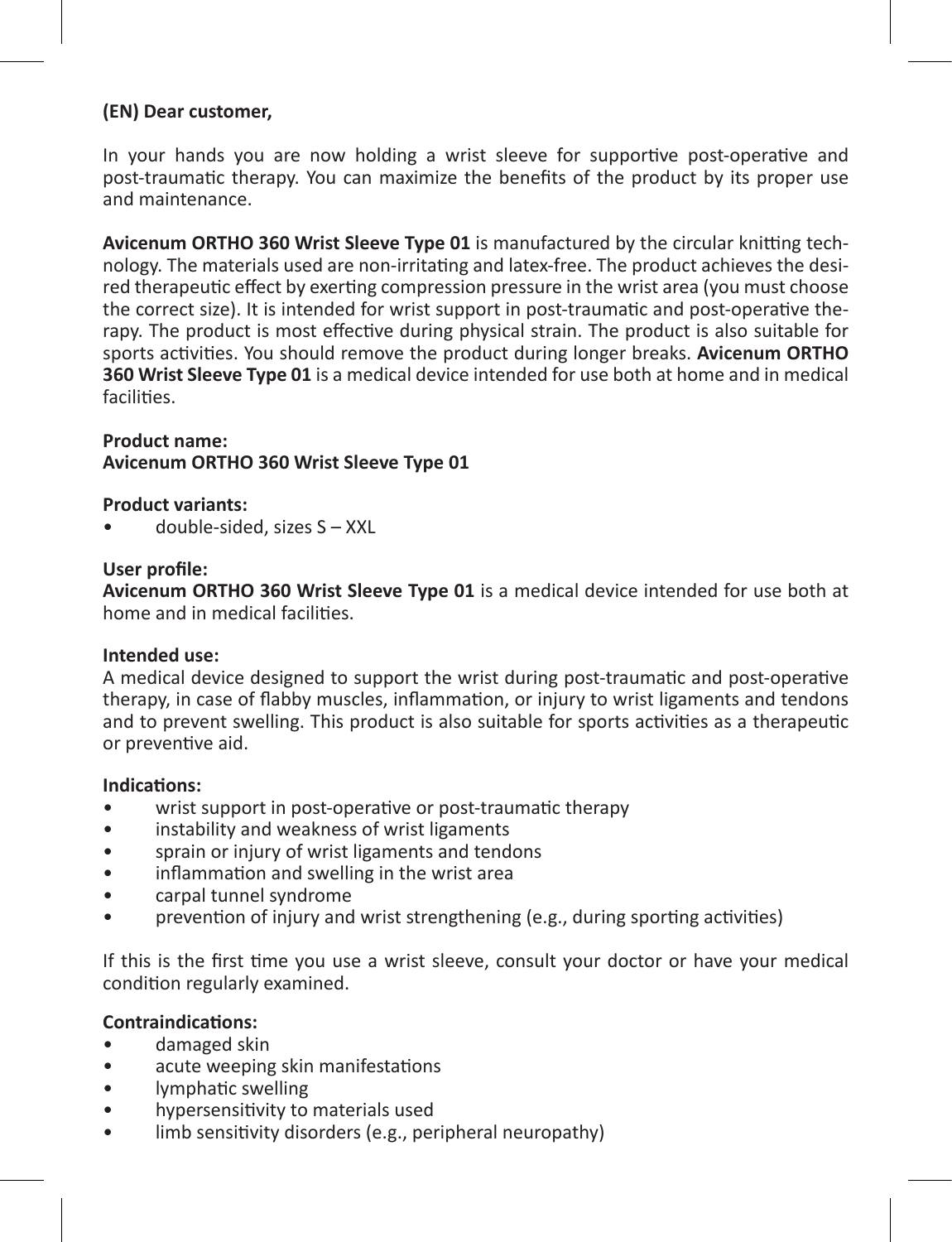**(EN) Dear customer,**

In your hands you are now holding a wrist sleeve for supportive post-operative and post-traumatic therapy. You can maximize the benefits of the product by its proper use and maintenance.

**Avicenum ORTHO 360 Wrist Sleeve Type 01** is manufactured by the circular knitting technology. The materials used are non-irritating and latex-free. The product achieves the desired therapeutic effect by exerting compression pressure in the wrist area (you must choose the correct size). It is intended for wrist support in post-traumatic and post-operative therapy. The product is most effective during physical strain. The product is also suitable for sports activities. You should remove the product during longer breaks. **Avicenum ORTHO 360 Wrist Sleeve Type 01** is a medical device intended for use both at home and in medical facilities.

**Product name:**
**Avicenum ORTHO 360 Wrist Sleeve Type 01**

**Product variants:**

- double-sided, sizes S – XXL

**User profile:**
**Avicenum ORTHO 360 Wrist Sleeve Type 01** is a medical device intended for use both at home and in medical facilities.

**Intended use:**
A medical device designed to support the wrist during post-traumatic and post-operative therapy, in case of flabby muscles, inflammation, or injury to wrist ligaments and tendons and to prevent swelling. This product is also suitable for sports activities as a therapeutic or preventive aid.

**Indications:**

- wrist support in post-operative or post-traumatic therapy
- instability and weakness of wrist ligaments
- sprain or injury of wrist ligaments and tendons
- inflammation and swelling in the wrist area
- carpal tunnel syndrome
- prevention of injury and wrist strengthening (e.g., during sporting activities)

If this is the first time you use a wrist sleeve, consult your doctor or have your medical condition regularly examined.

**Contraindications:**

- damaged skin
- acute weeping skin manifestations
- lymphatic swelling
- hypersensitivity to materials used
- limb sensitivity disorders (e.g., peripheral neuropathy)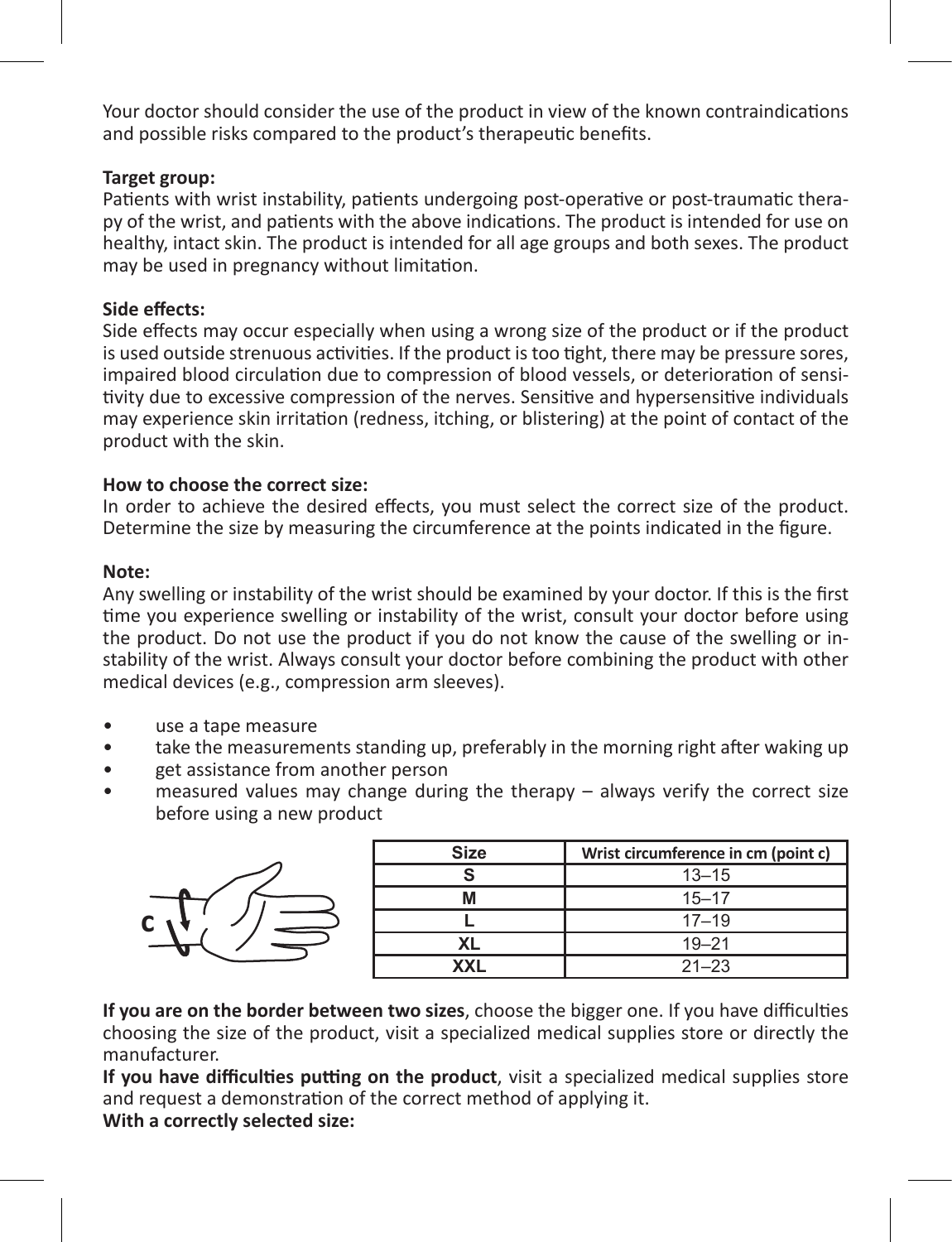Your doctor should consider the use of the product in view of the known contraindications and possible risks compared to the product's therapeutic benefits.

**Target group:**
Patients with wrist instability, patients undergoing post-operative or post-traumatic therapy of the wrist, and patients with the above indications. The product is intended for use on healthy, intact skin. The product is intended for all age groups and both sexes. The product may be used in pregnancy without limitation.

**Side effects:**
Side effects may occur especially when using a wrong size of the product or if the product is used outside strenuous activities. If the product is too tight, there may be pressure sores, impaired blood circulation due to compression of blood vessels, or deterioration of sensitivity due to excessive compression of the nerves. Sensitive and hypersensitive individuals may experience skin irritation (redness, itching, or blistering) at the point of contact of the product with the skin.

**How to choose the correct size:**
In order to achieve the desired effects, you must select the correct size of the product. Determine the size by measuring the circumference at the points indicated in the figure.

**Note:**
Any swelling or instability of the wrist should be examined by your doctor. If this is the first time you experience swelling or instability of the wrist, consult your doctor before using the product. Do not use the product if you do not know the cause of the swelling or instability of the wrist. Always consult your doctor before combining the product with other medical devices (e.g., compression arm sleeves).

- use a tape measure
- take the measurements standing up, preferably in the morning right after waking up
- get assistance from another person
- measured values may change during the therapy – always verify the correct size before using a new product

c

| Size | Wrist circumference in cm (point c) |
|---|---|
| S | 13–15 |
| M | 15–17 |
| L | 17–19 |
| XL | 19–21 |
| XXL | 21–23 |

**If you are on the border between two sizes**, choose the bigger one. If you have difficulties choosing the size of the product, visit a specialized medical supplies store or directly the manufacturer.
**If you have difficulties putting on the product**, visit a specialized medical supplies store and request a demonstration of the correct method of applying it.
**With a correctly selected size:**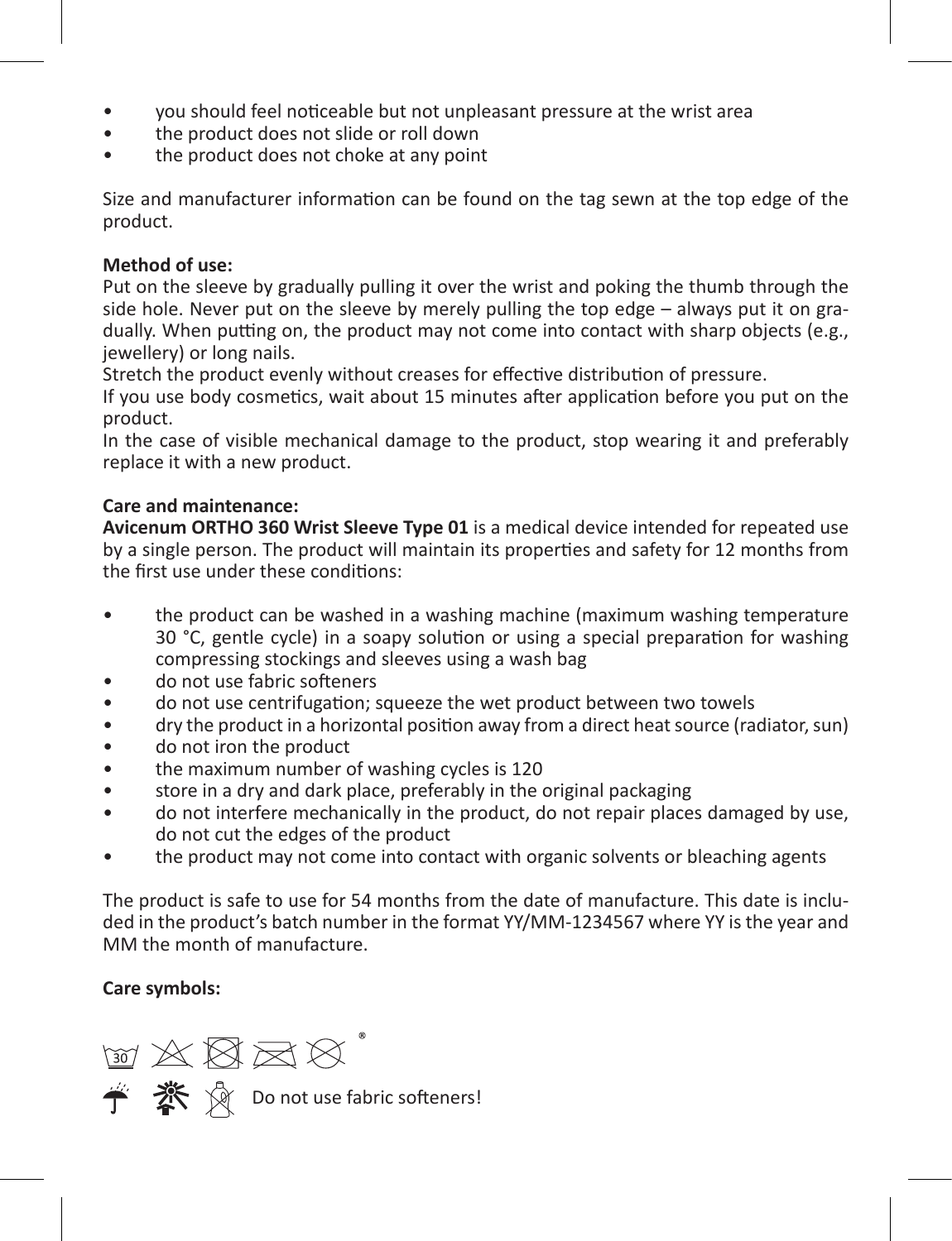- you should feel noticeable but not unpleasant pressure at the wrist area
- the product does not slide or roll down
- the product does not choke at any point

Size and manufacturer information can be found on the tag sewn at the top edge of the product.

**Method of use:**
Put on the sleeve by gradually pulling it over the wrist and poking the thumb through the side hole. Never put on the sleeve by merely pulling the top edge – always put it on gradually. When putting on, the product may not come into contact with sharp objects (e.g., jewellery) or long nails.
Stretch the product evenly without creases for effective distribution of pressure.
If you use body cosmetics, wait about 15 minutes after application before you put on the product.
In the case of visible mechanical damage to the product, stop wearing it and preferably replace it with a new product.

**Care and maintenance:**
**Avicenum ORTHO 360 Wrist Sleeve Type 01** is a medical device intended for repeated use by a single person. The product will maintain its properties and safety for 12 months from the first use under these conditions:

- the product can be washed in a washing machine (maximum washing temperature 30 °C, gentle cycle) in a soapy solution or using a special preparation for washing compressing stockings and sleeves using a wash bag
- do not use fabric softeners
- do not use centrifugation; squeeze the wet product between two towels
- dry the product in a horizontal position away from a direct heat source (radiator, sun)
- do not iron the product
- the maximum number of washing cycles is 120
- store in a dry and dark place, preferably in the original packaging
- do not interfere mechanically in the product, do not repair places damaged by use, do not cut the edges of the product
- the product may not come into contact with organic solvents or bleaching agents

The product is safe to use for 54 months from the date of manufacture. This date is included in the product's batch number in the format YY/MM-1234567 where YY is the year and MM the month of manufacture.

**Care symbols:**

30 ®

Do not use fabric softeners!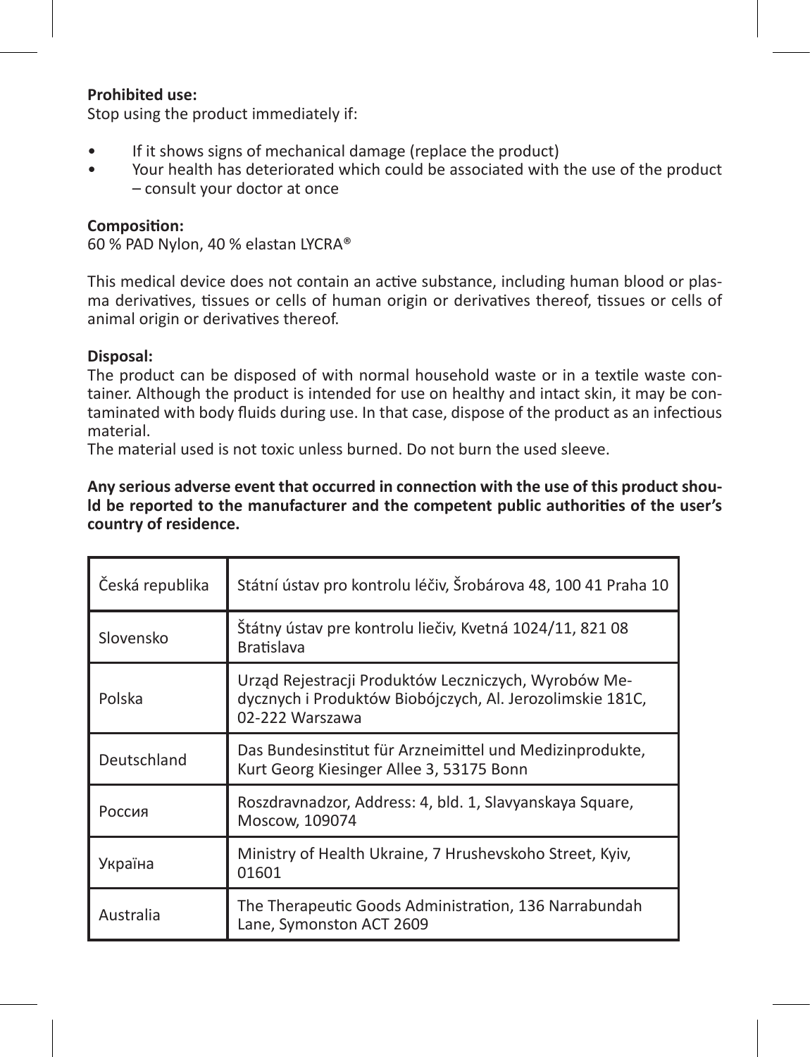**Prohibited use:**
Stop using the product immediately if:

- If it shows signs of mechanical damage (replace the product)
- Your health has deteriorated which could be associated with the use of the product – consult your doctor at once

**Composition:**
60 % PAD Nylon, 40 % elastan LYCRA®

This medical device does not contain an active substance, including human blood or plasma derivatives, tissues or cells of human origin or derivatives thereof, tissues or cells of animal origin or derivatives thereof.

**Disposal:**
The product can be disposed of with normal household waste or in a textile waste container. Although the product is intended for use on healthy and intact skin, it may be contaminated with body fluids during use. In that case, dispose of the product as an infectious material.
The material used is not toxic unless burned. Do not burn the used sleeve.

**Any serious adverse event that occurred in connection with the use of this product should be reported to the manufacturer and the competent public authorities of the user's country of residence.**

| | |
|---|---|
| Česká republika | Státní ústav pro kontrolu léčiv, Šrobárova 48, 100 41 Praha 10 |
| Slovensko | Štátny ústav pre kontrolu liečiv, Kvetná 1024/11, 821 08 Bratislava |
| Polska | Urząd Rejestracji Produktów Leczniczych, Wyrobów Medycznych i Produktów Biobójczych, Al. Jerozolimskie 181C, 02-222 Warszawa |
| Deutschland | Das Bundesinstitut für Arzneimittel und Medizinprodukte, Kurt Georg Kiesinger Allee 3, 53175 Bonn |
| Россия | Roszdravnadzor, Address: 4, bld. 1, Slavyanskaya Square, Moscow, 109074 |
| Україна | Ministry of Health Ukraine, 7 Hrushevskoho Street, Kyiv, 01601 |
| Australia | The Therapeutic Goods Administration, 136 Narrabundah Lane, Symonston ACT 2609 |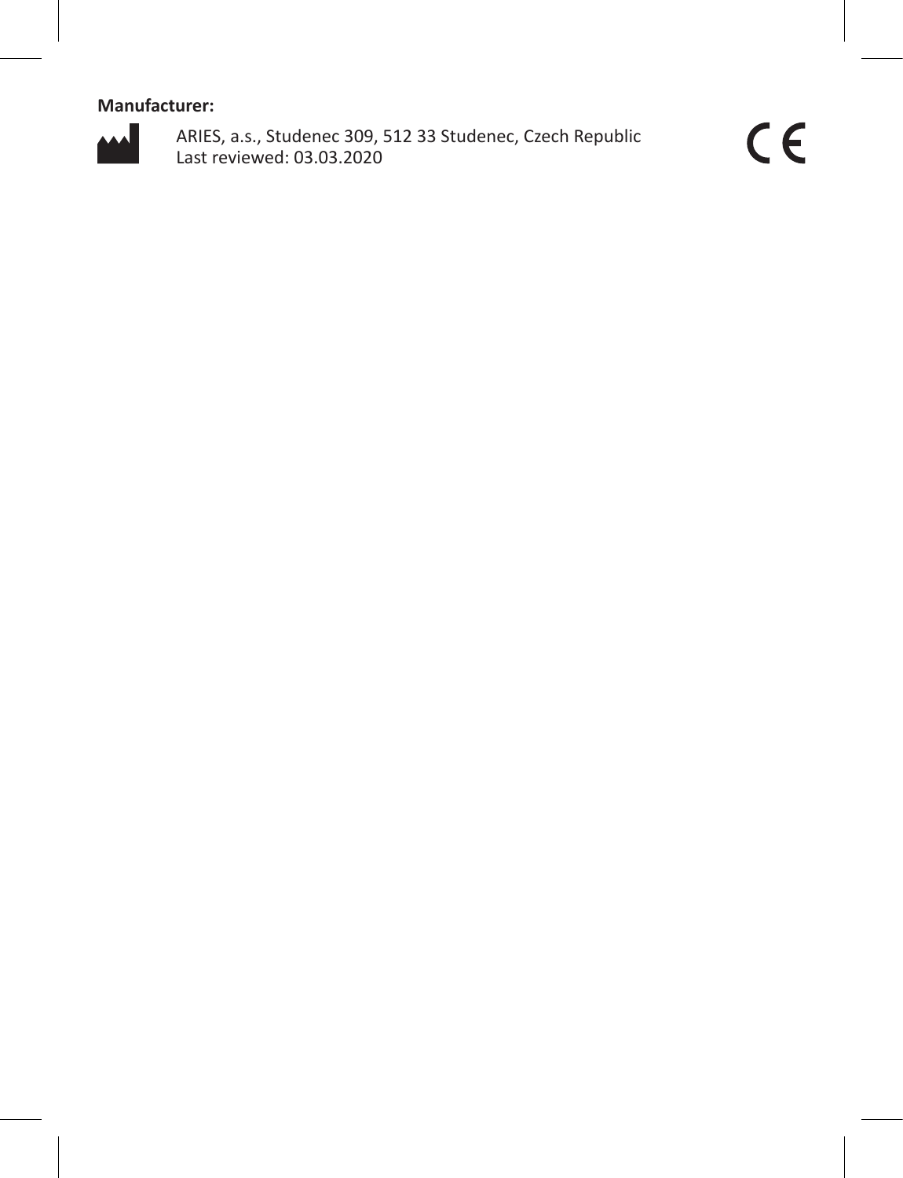**Manufacturer:**

ARIES, a.s., Studenec 309, 512 33 Studenec, Czech Republic
Last reviewed: 03.03.2020

CE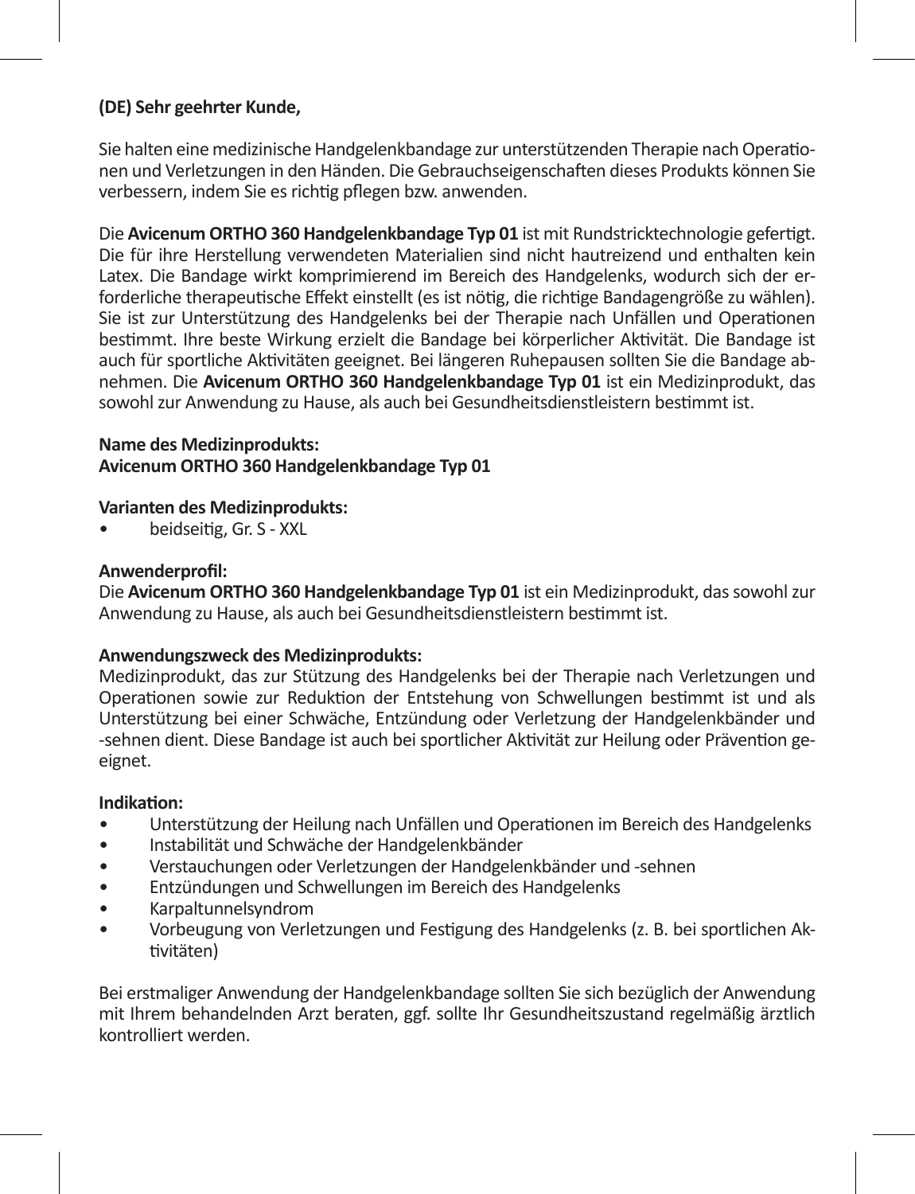**(DE) Sehr geehrter Kunde,**

Sie halten eine medizinische Handgelenkbandage zur unterstützenden Therapie nach Operationen und Verletzungen in den Händen. Die Gebrauchseigenschaften dieses Produkts können Sie verbessern, indem Sie es richtig pflegen bzw. anwenden.

Die **Avicenum ORTHO 360 Handgelenkbandage Typ 01** ist mit Rundstricktechnologie gefertigt. Die für ihre Herstellung verwendeten Materialien sind nicht hautreizend und enthalten kein Latex. Die Bandage wirkt komprimierend im Bereich des Handgelenks, wodurch sich der erforderliche therapeutische Effekt einstellt (es ist nötig, die richtige Bandagengröße zu wählen). Sie ist zur Unterstützung des Handgelenks bei der Therapie nach Unfällen und Operationen bestimmt. Ihre beste Wirkung erzielt die Bandage bei körperlicher Aktivität. Die Bandage ist auch für sportliche Aktivitäten geeignet. Bei längeren Ruhepausen sollten Sie die Bandage abnehmen. Die **Avicenum ORTHO 360 Handgelenkbandage Typ 01** ist ein Medizinprodukt, das sowohl zur Anwendung zu Hause, als auch bei Gesundheitsdienstleistern bestimmt ist.

**Name des Medizinprodukts:**
**Avicenum ORTHO 360 Handgelenkbandage Typ 01**

**Varianten des Medizinprodukts:**
- beidseitig, Gr. S - XXL

**Anwenderprofil:**
Die **Avicenum ORTHO 360 Handgelenkbandage Typ 01** ist ein Medizinprodukt, das sowohl zur Anwendung zu Hause, als auch bei Gesundheitsdienstleistern bestimmt ist.

**Anwendungszweck des Medizinprodukts:**
Medizinprodukt, das zur Stützung des Handgelenks bei der Therapie nach Verletzungen und Operationen sowie zur Reduktion der Entstehung von Schwellungen bestimmt ist und als Unterstützung bei einer Schwäche, Entzündung oder Verletzung der Handgelenkbänder und -sehnen dient. Diese Bandage ist auch bei sportlicher Aktivität zur Heilung oder Prävention geeignet.

**Indikation:**
- Unterstützung der Heilung nach Unfällen und Operationen im Bereich des Handgelenks
- Instabilität und Schwäche der Handgelenkbänder
- Verstauchungen oder Verletzungen der Handgelenkbänder und -sehnen
- Entzündungen und Schwellungen im Bereich des Handgelenks
- Karpaltunnelsyndrom
- Vorbeugung von Verletzungen und Festigung des Handgelenks (z. B. bei sportlichen Aktivitäten)

Bei erstmaliger Anwendung der Handgelenkbandage sollten Sie sich bezüglich der Anwendung mit Ihrem behandelnden Arzt beraten, ggf. sollte Ihr Gesundheitszustand regelmäßig ärztlich kontrolliert werden.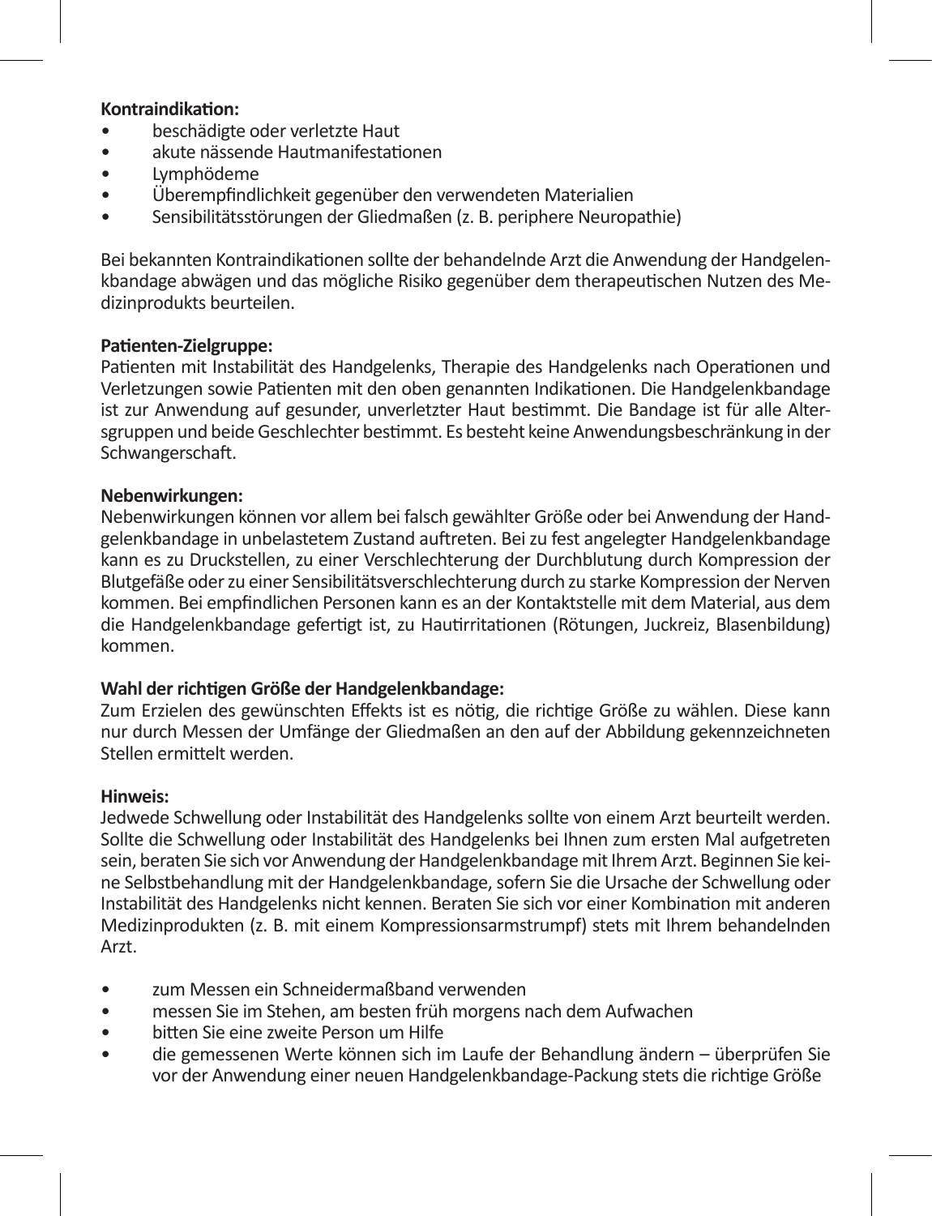**Kontraindikation:**

- beschädigte oder verletzte Haut
- akute nässende Hautmanifestationen
- Lymphödeme
- Überempfindlichkeit gegenüber den verwendeten Materialien
- Sensibilitätsstörungen der Gliedmaßen (z. B. periphere Neuropathie)

Bei bekannten Kontraindikationen sollte der behandelnde Arzt die Anwendung der Handgelenkbandage abwägen und das mögliche Risiko gegenüber dem therapeutischen Nutzen des Medizinprodukts beurteilen.

**Patienten-Zielgruppe:**
Patienten mit Instabilität des Handgelenks, Therapie des Handgelenks nach Operationen und Verletzungen sowie Patienten mit den oben genannten Indikationen. Die Handgelenkbandage ist zur Anwendung auf gesunder, unverletzter Haut bestimmt. Die Bandage ist für alle Altersgruppen und beide Geschlechter bestimmt. Es besteht keine Anwendungsbeschränkung in der Schwangerschaft.

**Nebenwirkungen:**
Nebenwirkungen können vor allem bei falsch gewählter Größe oder bei Anwendung der Handgelenkbandage in unbelastetem Zustand auftreten. Bei zu fest angelegter Handgelenkbandage kann es zu Druckstellen, zu einer Verschlechterung der Durchblutung durch Kompression der Blutgefäße oder zu einer Sensibilitätsverschlechterung durch zu starke Kompression der Nerven kommen. Bei empfindlichen Personen kann es an der Kontaktstelle mit dem Material, aus dem die Handgelenkbandage gefertigt ist, zu Hautirritationen (Rötungen, Juckreiz, Blasenbildung) kommen.

**Wahl der richtigen Größe der Handgelenkbandage:**
Zum Erzielen des gewünschten Effekts ist es nötig, die richtige Größe zu wählen. Diese kann nur durch Messen der Umfänge der Gliedmaßen an den auf der Abbildung gekennzeichneten Stellen ermittelt werden.

**Hinweis:**
Jedwede Schwellung oder Instabilität des Handgelenks sollte von einem Arzt beurteilt werden. Sollte die Schwellung oder Instabilität des Handgelenks bei Ihnen zum ersten Mal aufgetreten sein, beraten Sie sich vor Anwendung der Handgelenkbandage mit Ihrem Arzt. Beginnen Sie keine Selbstbehandlung mit der Handgelenkbandage, sofern Sie die Ursache der Schwellung oder Instabilität des Handgelenks nicht kennen. Beraten Sie sich vor einer Kombination mit anderen Medizinprodukten (z. B. mit einem Kompressionsarmstrumpf) stets mit Ihrem behandelnden Arzt.

- zum Messen ein Schneidermaßband verwenden
- messen Sie im Stehen, am besten früh morgens nach dem Aufwachen
- bitten Sie eine zweite Person um Hilfe
- die gemessenen Werte können sich im Laufe der Behandlung ändern – überprüfen Sie vor der Anwendung einer neuen Handgelenkbandage-Packung stets die richtige Größe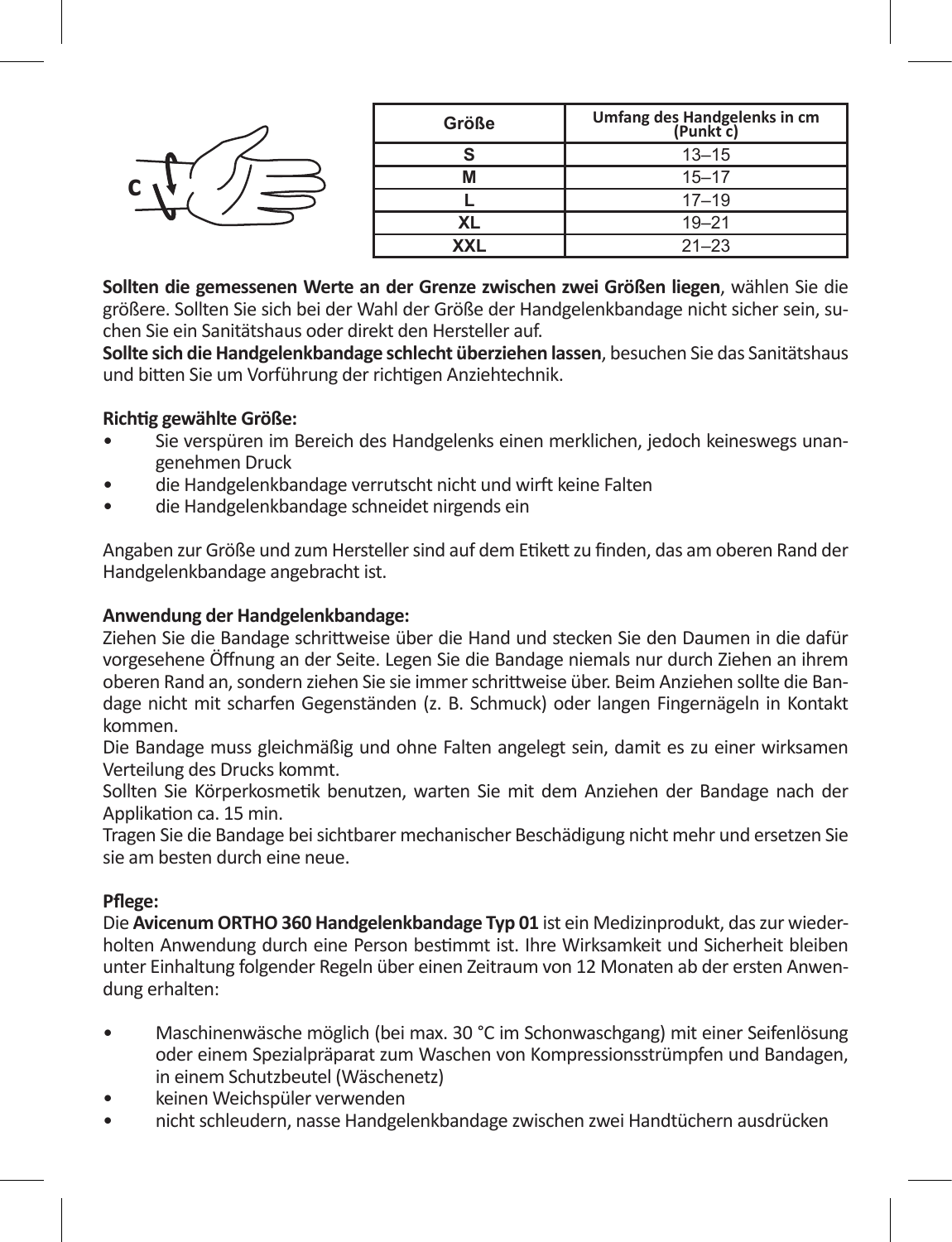| Größe | Umfang des Handgelenks in cm (Punkt c) |
|---|---|
| S | 13–15 |
| M | 15–17 |
| L | 17–19 |
| XL | 19–21 |
| XXL | 21–23 |

**Sollten die gemessenen Werte an der Grenze zwischen zwei Größen liegen**, wählen Sie die größere. Sollten Sie sich bei der Wahl der Größe der Handgelenkbandage nicht sicher sein, suchen Sie ein Sanitätshaus oder direkt den Hersteller auf.
**Sollte sich die Handgelenkbandage schlecht überziehen lassen**, besuchen Sie das Sanitätshaus und bitten Sie um Vorführung der richtigen Anziehtechnik.

**Richtig gewählte Größe:**

- Sie verspüren im Bereich des Handgelenks einen merklichen, jedoch keineswegs unangenehmen Druck
- die Handgelenkbandage verrutscht nicht und wirft keine Falten
- die Handgelenkbandage schneidet nirgends ein

Angaben zur Größe und zum Hersteller sind auf dem Etikett zu finden, das am oberen Rand der Handgelenkbandage angebracht ist.

**Anwendung der Handgelenkbandage:**
Ziehen Sie die Bandage schrittweise über die Hand und stecken Sie den Daumen in die dafür vorgesehene Öffnung an der Seite. Legen Sie die Bandage niemals nur durch Ziehen an ihrem oberen Rand an, sondern ziehen Sie sie immer schrittweise über. Beim Anziehen sollte die Bandage nicht mit scharfen Gegenständen (z. B. Schmuck) oder langen Fingernägeln in Kontakt kommen.
Die Bandage muss gleichmäßig und ohne Falten angelegt sein, damit es zu einer wirksamen Verteilung des Drucks kommt.
Sollten Sie Körperkosmetik benutzen, warten Sie mit dem Anziehen der Bandage nach der Applikation ca. 15 min.
Tragen Sie die Bandage bei sichtbarer mechanischer Beschädigung nicht mehr und ersetzen Sie sie am besten durch eine neue.

**Pflege:**
Die **Avicenum ORTHO 360 Handgelenkbandage Typ 01** ist ein Medizinprodukt, das zur wiederholten Anwendung durch eine Person bestimmt ist. Ihre Wirksamkeit und Sicherheit bleiben unter Einhaltung folgender Regeln über einen Zeitraum von 12 Monaten ab der ersten Anwendung erhalten:

- Maschinenwäsche möglich (bei max. 30 °C im Schonwaschgang) mit einer Seifenlösung oder einem Spezialpräparat zum Waschen von Kompressionsstrümpfen und Bandagen, in einem Schutzbeutel (Wäschenetz)
- keinen Weichspüler verwenden
- nicht schleudern, nasse Handgelenkbandage zwischen zwei Handtüchern ausdrücken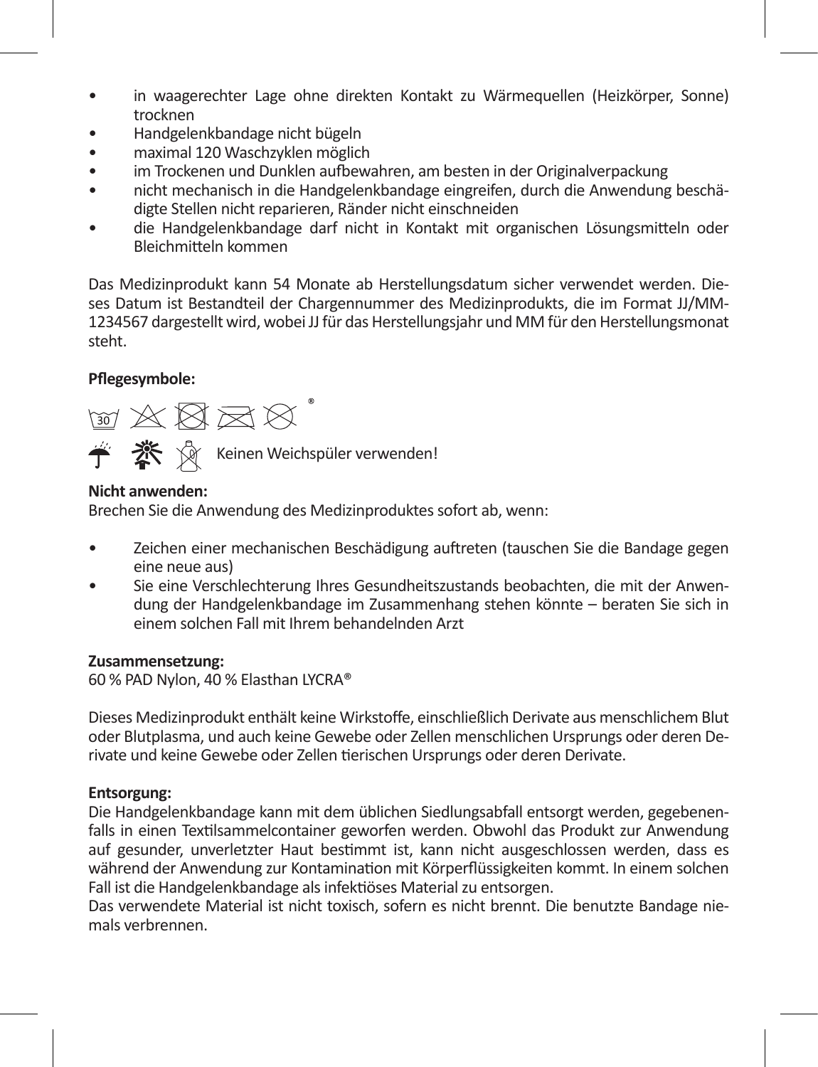- in waagerechter Lage ohne direkten Kontakt zu Wärmequellen (Heizkörper, Sonne) trocknen
- Handgelenkbandage nicht bügeln
- maximal 120 Waschzyklen möglich
- im Trockenen und Dunklen aufbewahren, am besten in der Originalverpackung
- nicht mechanisch in die Handgelenkbandage eingreifen, durch die Anwendung beschädigte Stellen nicht reparieren, Ränder nicht einschneiden
- die Handgelenkbandage darf nicht in Kontakt mit organischen Lösungsmitteln oder Bleichmitteln kommen

Das Medizinprodukt kann 54 Monate ab Herstellungsdatum sicher verwendet werden. Dieses Datum ist Bestandteil der Chargennummer des Medizinprodukts, die im Format JJ/MM-1234567 dargestellt wird, wobei JJ für das Herstellungsjahr und MM für den Herstellungsmonat steht.

**Pflegesymbole:**

Keinen Weichspüler verwenden!

**Nicht anwenden:**
Brechen Sie die Anwendung des Medizinproduktes sofort ab, wenn:

- Zeichen einer mechanischen Beschädigung auftreten (tauschen Sie die Bandage gegen eine neue aus)
- Sie eine Verschlechterung Ihres Gesundheitszustands beobachten, die mit der Anwendung der Handgelenkbandage im Zusammenhang stehen könnte – beraten Sie sich in einem solchen Fall mit Ihrem behandelnden Arzt

**Zusammensetzung:**
60 % PAD Nylon, 40 % Elasthan LYCRA®

Dieses Medizinprodukt enthält keine Wirkstoffe, einschließlich Derivate aus menschlichem Blut oder Blutplasma, und auch keine Gewebe oder Zellen menschlichen Ursprungs oder deren Derivate und keine Gewebe oder Zellen tierischen Ursprungs oder deren Derivate.

**Entsorgung:**
Die Handgelenkbandage kann mit dem üblichen Siedlungsabfall entsorgt werden, gegebenenfalls in einen Textilsammelcontainer geworfen werden. Obwohl das Produkt zur Anwendung auf gesunder, unverletzter Haut bestimmt ist, kann nicht ausgeschlossen werden, dass es während der Anwendung zur Kontamination mit Körperflüssigkeiten kommt. In einem solchen Fall ist die Handgelenkbandage als infektiöses Material zu entsorgen.
Das verwendete Material ist nicht toxisch, sofern es nicht brennt. Die benutzte Bandage niemals verbrennen.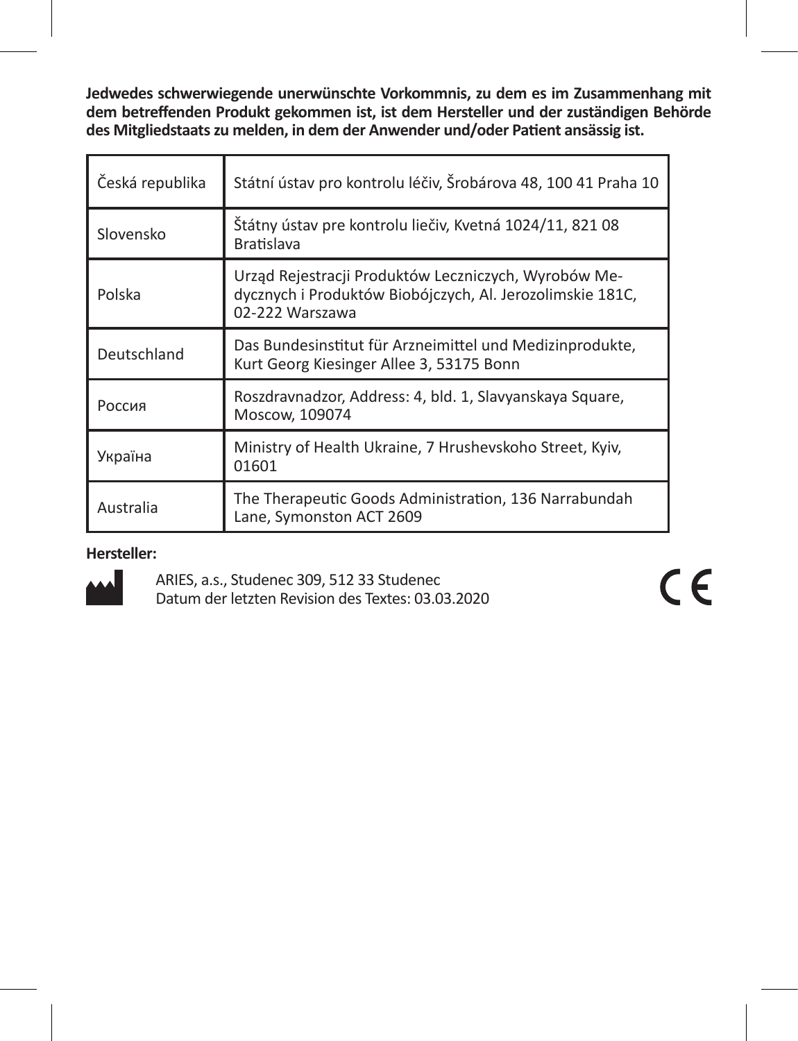**Jedwedes schwerwiegende unerwünschte Vorkommnis, zu dem es im Zusammenhang mit dem betreffenden Produkt gekommen ist, ist dem Hersteller und der zuständigen Behörde des Mitgliedstaats zu melden, in dem der Anwender und/oder Patient ansässig ist.**

| | |
|---|---|
| Česká republika | Státní ústav pro kontrolu léčiv, Šrobárova 48, 100 41 Praha 10 |
| Slovensko | Štátny ústav pre kontrolu liečiv, Kvetná 1024/11, 821 08 Bratislava |
| Polska | Urząd Rejestracji Produktów Leczniczych, Wyrobów Medycznych i Produktów Biobójczych, Al. Jerozolimskie 181C, 02-222 Warszawa |
| Deutschland | Das Bundesinstitut für Arzneimittel und Medizinprodukte, Kurt Georg Kiesinger Allee 3, 53175 Bonn |
| Россия | Roszdravnadzor, Address: 4, bld. 1, Slavyanskaya Square, Moscow, 109074 |
| Україна | Ministry of Health Ukraine, 7 Hrushevskoho Street, Kyiv, 01601 |
| Australia | The Therapeutic Goods Administration, 136 Narrabundah Lane, Symonston ACT 2609 |

**Hersteller:**

ARIES, a.s., Studenec 309, 512 33 Studenec
Datum der letzten Revision des Textes: 03.03.2020

CE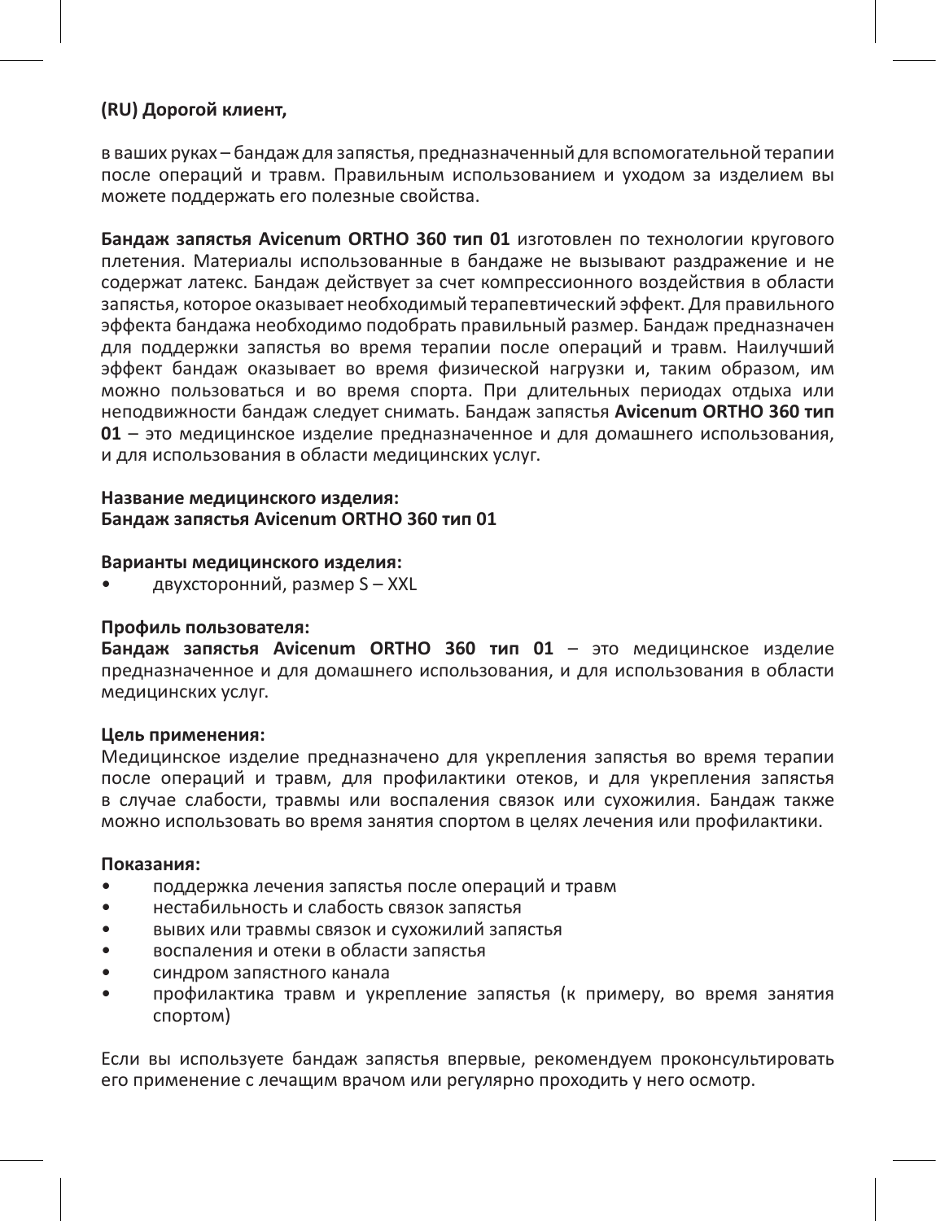**(RU) Дорогой клиент,**

в ваших руках – бандаж для запястья, предназначенный для вспомогательной терапии после операций и травм. Правильным использованием и уходом за изделием вы можете поддержать его полезные свойства.

**Бандаж запястья Avicenum ORTHO 360 тип 01** изготовлен по технологии кругового плетения. Материалы использованные в бандаже не вызывают раздражение и не содержат латекс. Бандаж действует за счет компрессионного воздействия в области запястья, которое оказывает необходимый терапевтический эффект. Для правильного эффекта бандажа необходимо подобрать правильный размер. Бандаж предназначен для поддержки запястья во время терапии после операций и травм. Наилучший эффект бандаж оказывает во время физической нагрузки и, таким образом, им можно пользоваться и во время спорта. При длительных периодах отдыха или неподвижности бандаж следует снимать. Бандаж запястья **Avicenum ORTHO 360 тип 01** – это медицинское изделие предназначенное и для домашнего использования, и для использования в области медицинских услуг.

**Название медицинского изделия:**
**Бандаж запястья Avicenum ORTHO 360 тип 01**

**Варианты медицинского изделия:**

- двухсторонний, размер S – XXL

**Профиль пользователя:**
**Бандаж запястья Avicenum ORTHO 360 тип 01** – это медицинское изделие предназначенное и для домашнего использования, и для использования в области медицинских услуг.

**Цель применения:**
Медицинское изделие предназначено для укрепления запястья во время терапии после операций и травм, для профилактики отеков, и для укрепления запястья в случае слабости, травмы или воспаления связок или сухожилия. Бандаж также можно использовать во время занятия спортом в целях лечения или профилактики.

**Показания:**

- поддержка лечения запястья после операций и травм
- нестабильность и слабость связок запястья
- вывих или травмы связок и сухожилий запястья
- воспаления и отеки в области запястья
- синдром запястного канала
- профилактика травм и укрепление запястья (к примеру, во время занятия спортом)

Если вы используете бандаж запястья впервые, рекомендуем проконсультировать его применение с лечащим врачом или регулярно проходить у него осмотр.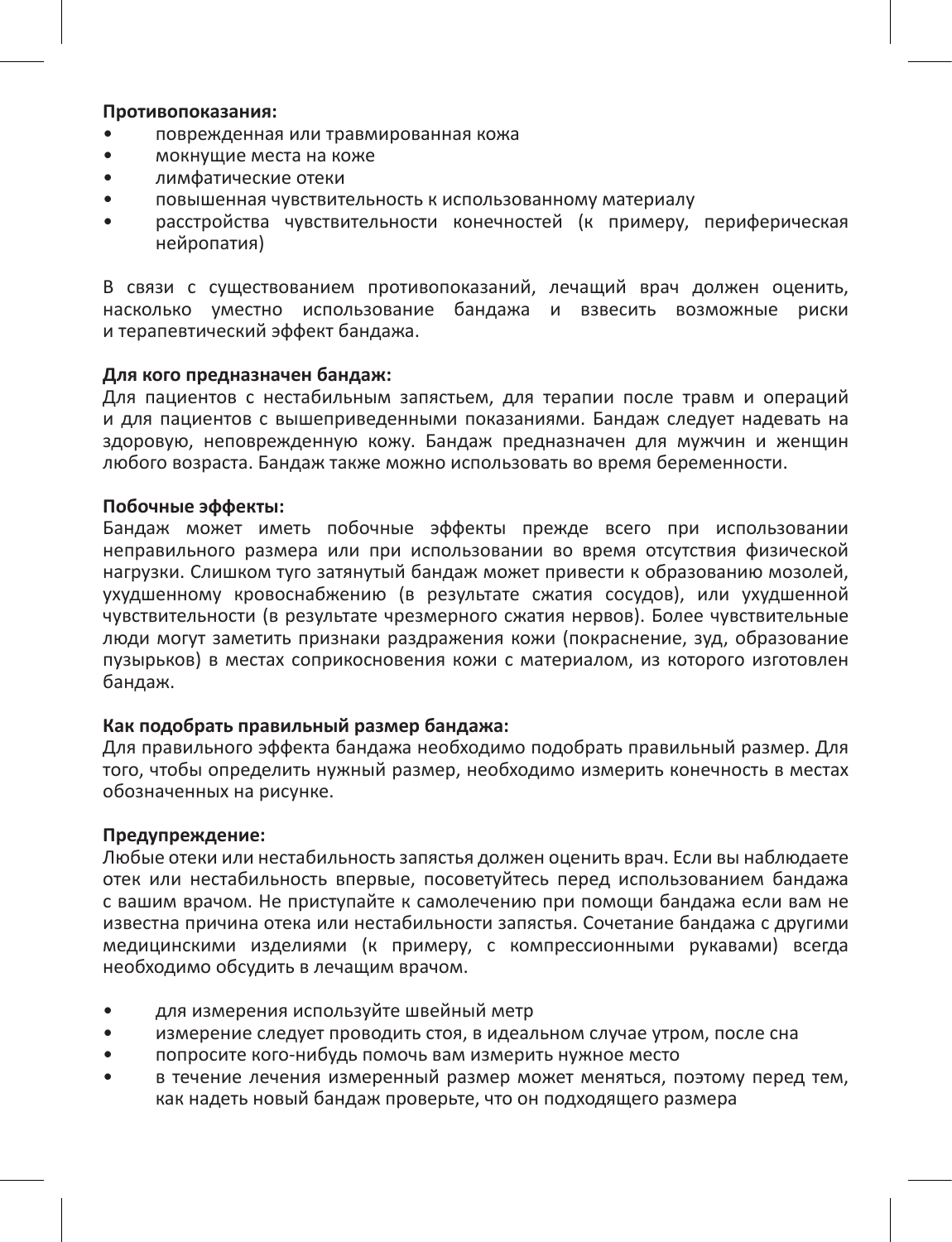**Противопоказания:**

- поврежденная или травмированная кожа
- мокнущие места на коже
- лимфатические отеки
- повышенная чувствительность к использованному материалу
- расстройства чувствительности конечностей (к примеру, периферическая нейропатия)

В связи с существованием противопоказаний, лечащий врач должен оценить, насколько уместно использование бандажа и взвесить возможные риски и терапевтический эффект бандажа.

**Для кого предназначен бандаж:**
Для пациентов с нестабильным запястьем, для терапии после травм и операций и для пациентов с вышеприведенными показаниями. Бандаж следует надевать на здоровую, неповрежденную кожу. Бандаж предназначен для мужчин и женщин любого возраста. Бандаж также можно использовать во время беременности.

**Побочные эффекты:**
Бандаж может иметь побочные эффекты прежде всего при использовании неправильного размера или при использовании во время отсутствия физической нагрузки. Слишком туго затянутый бандаж может привести к образованию мозолей, ухудшенному кровоснабжению (в результате сжатия сосудов), или ухудшенной чувствительности (в результате чрезмерного сжатия нервов). Более чувствительные люди могут заметить признаки раздражения кожи (покраснение, зуд, образование пузырьков) в местах соприкосновения кожи с материалом, из которого изготовлен бандаж.

**Как подобрать правильный размер бандажа:**
Для правильного эффекта бандажа необходимо подобрать правильный размер. Для того, чтобы определить нужный размер, необходимо измерить конечность в местах обозначенных на рисунке.

**Предупреждение:**
Любые отеки или нестабильность запястья должен оценить врач. Если вы наблюдаете отек или нестабильность впервые, посоветуйтесь перед использованием бандажа с вашим врачом. Не приступайте к самолечению при помощи бандажа если вам не известна причина отека или нестабильности запястья. Сочетание бандажа с другими медицинскими изделиями (к примеру, с компрессионными рукавами) всегда необходимо обсудить в лечащим врачом.

- для измерения используйте швейный метр
- измерение следует проводить стоя, в идеальном случае утром, после сна
- попросите кого-нибудь помочь вам измерить нужное место
- в течение лечения измеренный размер может меняться, поэтому перед тем, как надеть новый бандаж проверьте, что он подходящего размера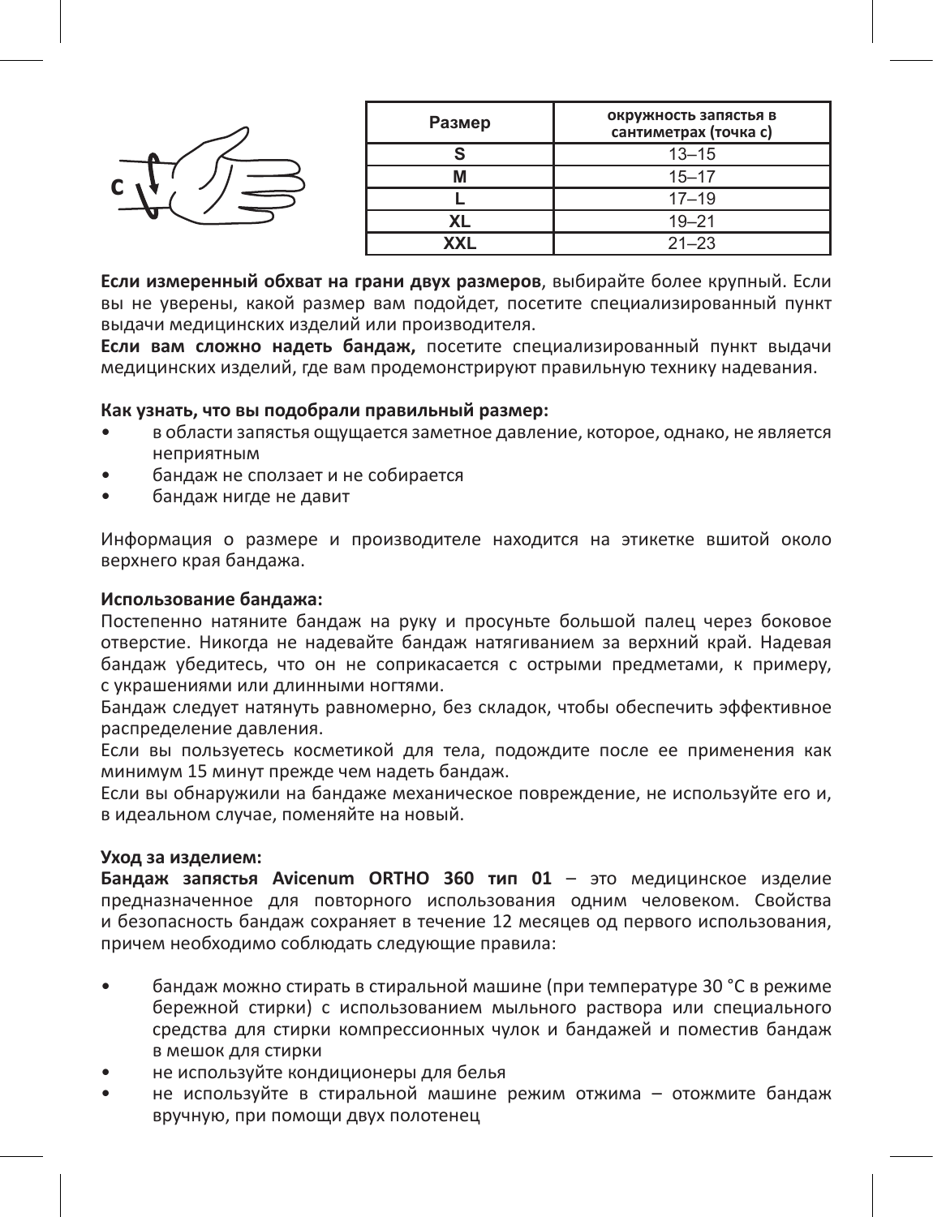| Размер | окружность запястья в сантиметрах (точка c) |
| --- | --- |
| S | 13–15 |
| M | 15–17 |
| L | 17–19 |
| XL | 19–21 |
| XXL | 21–23 |

**Если измеренный обхват на грани двух размеров**, выбирайте более крупный. Если вы не уверены, какой размер вам подойдет, посетите специализированный пункт выдачи медицинских изделий или производителя.

**Если вам сложно надеть бандаж,** посетите специализированный пункт выдачи медицинских изделий, где вам продемонстрируют правильную технику надевания.

**Как узнать, что вы подобрали правильный размер:**

- в области запястья ощущается заметное давление, которое, однако, не является неприятным
- бандаж не сползает и не собирается
- бандаж нигде не давит

Информация о размере и производителе находится на этикетке вшитой около верхнего края бандажа.

**Использование бандажа:**

Постепенно натяните бандаж на руку и просуньте большой палец через боковое отверстие. Никогда не надевайте бандаж натягиванием за верхний край. Надевая бандаж убедитесь, что он не соприкасается с острыми предметами, к примеру, с украшениями или длинными ногтями.

Бандаж следует натянуть равномерно, без складок, чтобы обеспечить эффективное распределение давления.

Если вы пользуетесь косметикой для тела, подождите после ее применения как минимум 15 минут прежде чем надеть бандаж.

Если вы обнаружили на бандаже механическое повреждение, не используйте его и, в идеальном случае, поменяйте на новый.

**Уход за изделием:**

**Бандаж запястья Avicenum ORTHO 360 тип 01** – это медицинское изделие предназначенное для повторного использования одним человеком. Свойства и безопасность бандаж сохраняет в течение 12 месяцев од первого использования, причем необходимо соблюдать следующие правила:

- бандаж можно стирать в стиральной машине (при температуре 30 °C в режиме бережной стирки) с использованием мыльного раствора или специального средства для стирки компрессионных чулок и бандажей и поместив бандаж в мешок для стирки
- не используйте кондиционеры для белья
- не используйте в стиральной машине режим отжима – отожмите бандаж вручную, при помощи двух полотенец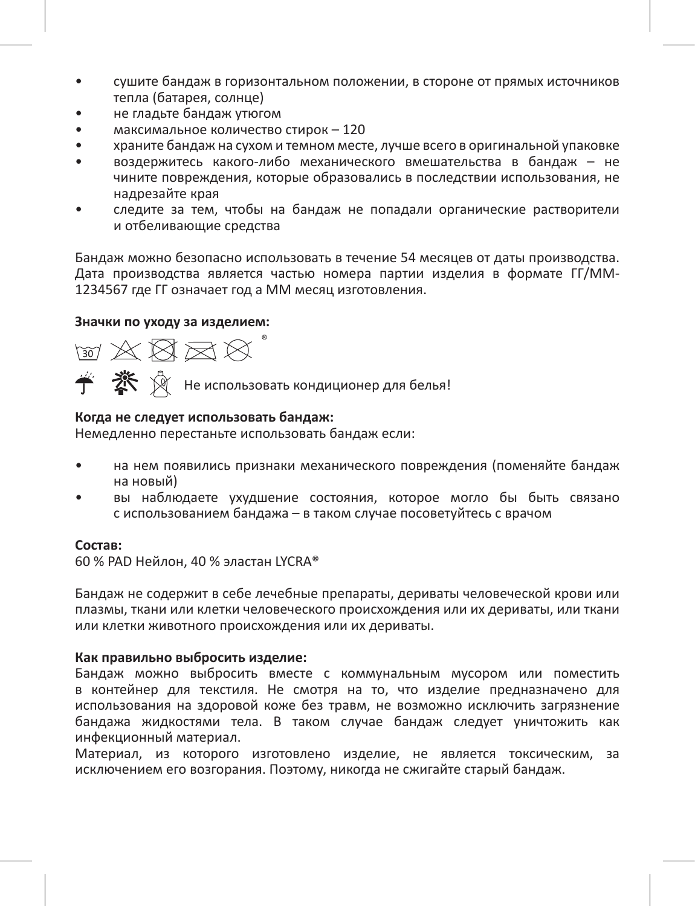- сушите бандаж в горизонтальном положении, в стороне от прямых источников тепла (батарея, солнце)
- не гладьте бандаж утюгом
- максимальное количество стирок – 120
- храните бандаж на сухом и темном месте, лучше всего в оригинальной упаковке
- воздержитесь какого-либо механического вмешательства в бандаж – не чините повреждения, которые образовались в последствии использования, не надрезайте края
- следите за тем, чтобы на бандаж не попадали органические растворители и отбеливающие средства

Бандаж можно безопасно использовать в течение 54 месяцев от даты производства. Дата производства является частью номера партии изделия в формате ГГ/ММ-1234567 где ГГ означает год а ММ месяц изготовления.

**Значки по уходу за изделием:**

Не использовать кондиционер для белья!

**Когда не следует использовать бандаж:**

Немедленно перестаньте использовать бандаж если:

- на нем появились признаки механического повреждения (поменяйте бандаж на новый)
- вы наблюдаете ухудшение состояния, которое могло бы быть связано с использованием бандажа – в таком случае посоветуйтесь с врачом

**Состав:**

60 % PAD Нейлон, 40 % эластан LYCRA®

Бандаж не содержит в себе лечебные препараты, дериваты человеческой крови или плазмы, ткани или клетки человеческого происхождения или их дериваты, или ткани или клетки животного происхождения или их дериваты.

**Как правильно выбросить изделие:**

Бандаж можно выбросить вместе с коммунальным мусором или поместить в контейнер для текстиля. Не смотря на то, что изделие предназначено для использования на здоровой коже без травм, не возможно исключить загрязнение бандажа жидкостями тела. В таком случае бандаж следует уничтожить как инфекционный материал.

Материал, из которого изготовлено изделие, не является токсическим, за исключением его возгорания. Поэтому, никогда не сжигайте старый бандаж.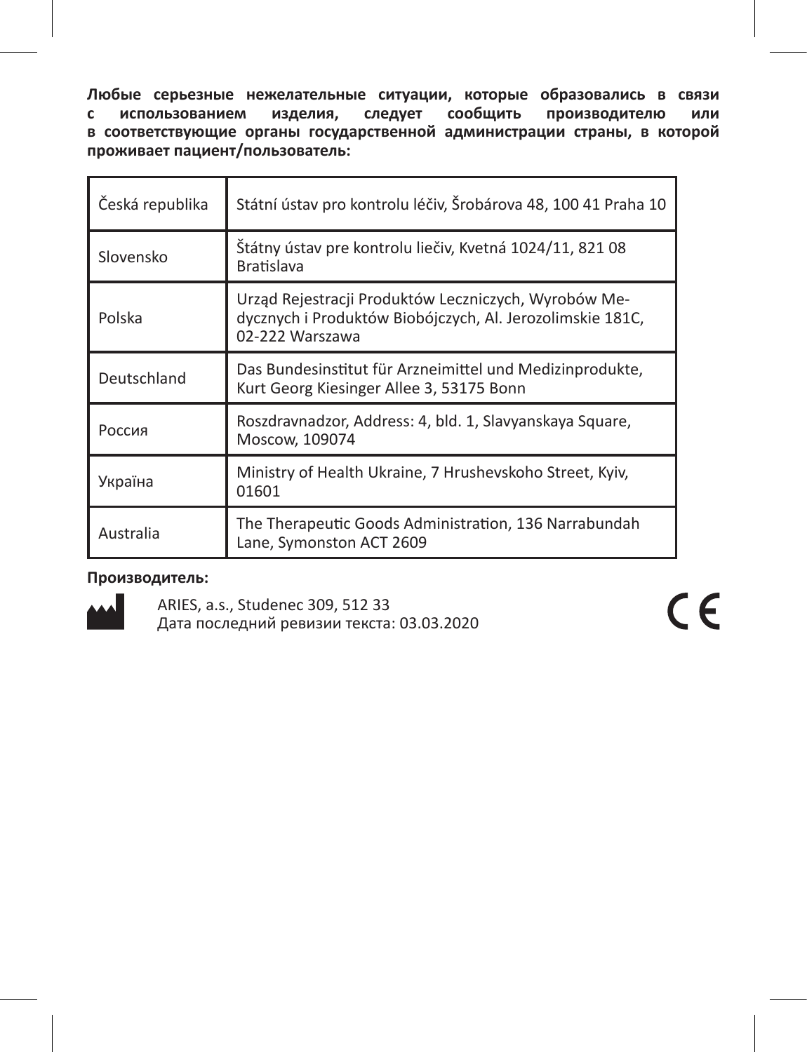**Любые серьезные нежелательные ситуации, которые образовались в связи с использованием изделия, следует сообщить производителю или в соответствующие органы государственной администрации страны, в которой проживает пациент/пользователь:**

| Česká republika | Státní ústav pro kontrolu léčiv, Šrobárova 48, 100 41 Praha 10 |
|---|---|
| Slovensko | Štátny ústav pre kontrolu liečiv, Kvetná 1024/11, 821 08 Bratislava |
| Polska | Urząd Rejestracji Produktów Leczniczych, Wyrobów Medycznych i Produktów Biobójczych, Al. Jerozolimskie 181C, 02-222 Warszawa |
| Deutschland | Das Bundesinstitut für Arzneimittel und Medizinprodukte, Kurt Georg Kiesinger Allee 3, 53175 Bonn |
| Россия | Roszdravnadzor, Address: 4, bld. 1, Slavyanskaya Square, Moscow, 109074 |
| Україна | Ministry of Health Ukraine, 7 Hrushevskoho Street, Kyiv, 01601 |
| Australia | The Therapeutic Goods Administration, 136 Narrabundah Lane, Symonston ACT 2609 |

**Производитель:**

ARIES, a.s., Studenec 309, 512 33
Дата последний ревизии текста: 03.03.2020

CE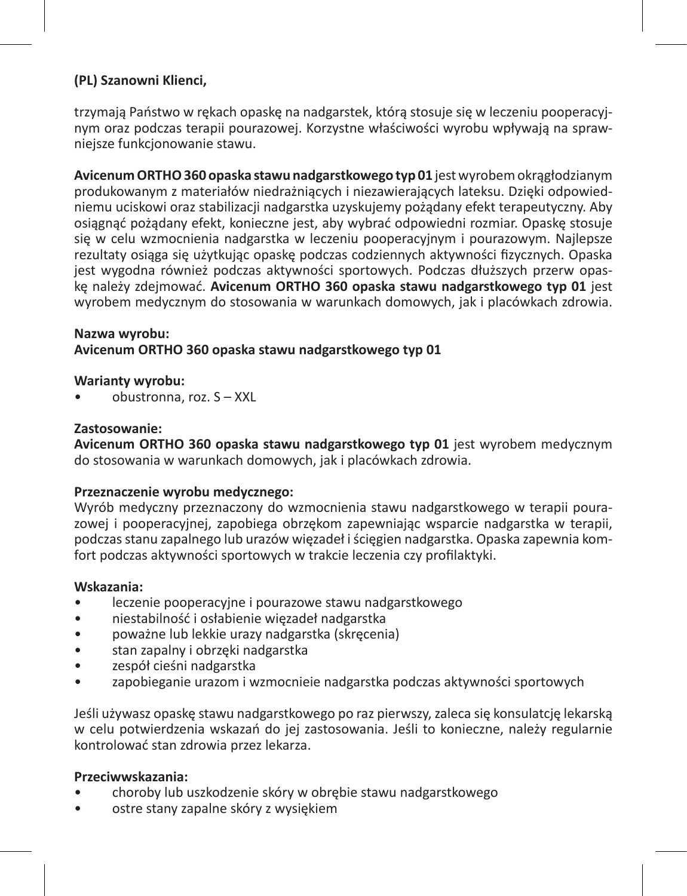**(PL) Szanowni Klienci,**

trzymają Państwo w rękach opaskę na nadgarstek, którą stosuje się w leczeniu pooperacyjnym oraz podczas terapii pourazowej. Korzystne właściwości wyrobu wpływają na sprawniejsze funkcjonowanie stawu.

**Avicenum ORTHO 360 opaska stawu nadgarstkowego typ 01** jest wyrobem okrągłodzianym produkowanym z materiałów niedrażniących i niezawierających lateksu. Dzięki odpowiedniemu uciskowi oraz stabilizacji nadgarstka uzyskujemy pożądany efekt terapeutyczny. Aby osiągnąć pożądany efekt, konieczne jest, aby wybrać odpowiedni rozmiar. Opaskę stosuje się w celu wzmocnienia nadgarstka w leczeniu pooperacyjnym i pourazowym. Najlepsze rezultaty osiąga się użytkując opaskę podczas codziennych aktywności fizycznych. Opaska jest wygodna również podczas aktywności sportowych. Podczas dłuższych przerw opaskę należy zdejmować. **Avicenum ORTHO 360 opaska stawu nadgarstkowego typ 01** jest wyrobem medycznym do stosowania w warunkach domowych, jak i placówkach zdrowia.

**Nazwa wyrobu:**
**Avicenum ORTHO 360 opaska stawu nadgarstkowego typ 01**

**Warianty wyrobu:**
- obustronna, roz. S – XXL

**Zastosowanie:**
**Avicenum ORTHO 360 opaska stawu nadgarstkowego typ 01** jest wyrobem medycznym do stosowania w warunkach domowych, jak i placówkach zdrowia.

**Przeznaczenie wyrobu medycznego:**
Wyrób medyczny przeznaczony do wzmocnienia stawu nadgarstkowego w terapii pourazowej i pooperacyjnej, zapobiega obrzękom zapewniając wsparcie nadgarstka w terapii, podczas stanu zapalnego lub urazów więzadeł i ścięgien nadgarstka. Opaska zapewnia komfort podczas aktywności sportowych w trakcie leczenia czy profilaktyki.

**Wskazania:**
- leczenie pooperacyjne i pourazowe stawu nadgarstkowego
- niestabilność i osłabienie więzadeł nadgarstka
- poważne lub lekkie urazy nadgarstka (skręcenia)
- stan zapalny i obrzęki nadgarstka
- zespół cieśni nadgarstka
- zapobieganie urazom i wzmocnieie nadgarstka podczas aktywności sportowych

Jeśli używasz opaskę stawu nadgarstkowego po raz pierwszy, zaleca się konsulatcję lekarską w celu potwierdzenia wskazań do jej zastosowania. Jeśli to konieczne, należy regularnie kontrolować stan zdrowia przez lekarza.

**Przeciwwskazania:**
- choroby lub uszkodzenie skóry w obrębie stawu nadgarstkowego
- ostre stany zapalne skóry z wysiękiem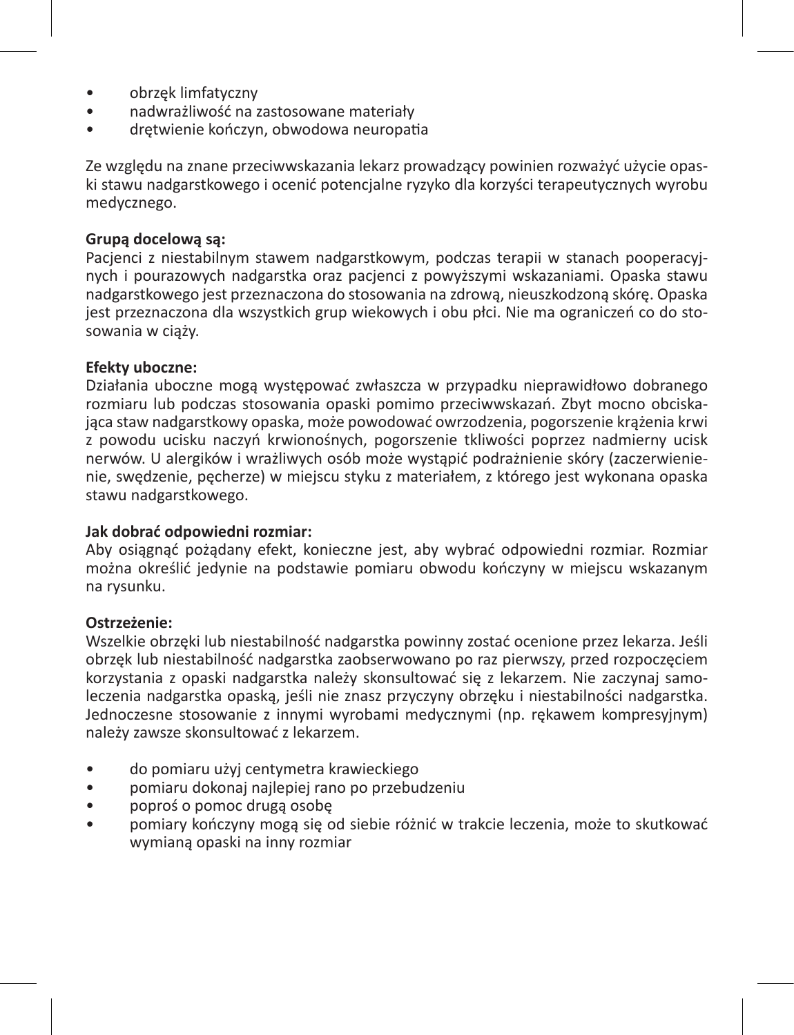- obrzęk limfatyczny
- nadwrażliwość na zastosowane materiały
- drętwienie kończyn, obwodowa neuropatia

Ze względu na znane przeciwwskazania lekarz prowadzący powinien rozważyć użycie opaski stawu nadgarstkowego i ocenić potencjalne ryzyko dla korzyści terapeutycznych wyrobu medycznego.

**Grupą docelową są:**
Pacjenci z niestabilnym stawem nadgarstkowym, podczas terapii w stanach pooperacyjnych i pourazowych nadgarstka oraz pacjenci z powyższymi wskazaniami. Opaska stawu nadgarstkowego jest przeznaczona do stosowania na zdrową, nieuszkodzoną skórę. Opaska jest przeznaczona dla wszystkich grup wiekowych i obu płci. Nie ma ograniczeń co do stosowania w ciąży.

**Efekty uboczne:**
Działania uboczne mogą występować zwłaszcza w przypadku nieprawidłowo dobranego rozmiaru lub podczas stosowania opaski pomimo przeciwwskazań. Zbyt mocno obciskająca staw nadgarstkowy opaska, może powodować owrzodzenia, pogorszenie krążenia krwi z powodu ucisku naczyń krwionośnych, pogorszenie tkliwości poprzez nadmierny ucisk nerwów. U alergików i wrażliwych osób może wystąpić podrażnienie skóry (zaczerwienienie, swędzenie, pęcherze) w miejscu styku z materiałem, z którego jest wykonana opaska stawu nadgarstkowego.

**Jak dobrać odpowiedni rozmiar:**
Aby osiągnąć pożądany efekt, konieczne jest, aby wybrać odpowiedni rozmiar. Rozmiar można określić jedynie na podstawie pomiaru obwodu kończyny w miejscu wskazanym na rysunku.

**Ostrzeżenie:**
Wszelkie obrzęki lub niestabilność nadgarstka powinny zostać ocenione przez lekarza. Jeśli obrzęk lub niestabilność nadgarstka zaobserwowano po raz pierwszy, przed rozpoczęciem korzystania z opaski nadgarstka należy skonsultować się z lekarzem. Nie zaczynaj samoleczenia nadgarstka opaską, jeśli nie znasz przyczyny obrzęku i niestabilności nadgarstka. Jednoczesne stosowanie z innymi wyrobami medycznymi (np. rękawem kompresyjnym) należy zawsze skonsultować z lekarzem.

- do pomiaru użyj centymetra krawieckiego
- pomiaru dokonaj najlepiej rano po przebudzeniu
- poproś o pomoc drugą osobę
- pomiary kończyny mogą się od siebie różnić w trakcie leczenia, może to skutkować wymianą opaski na inny rozmiar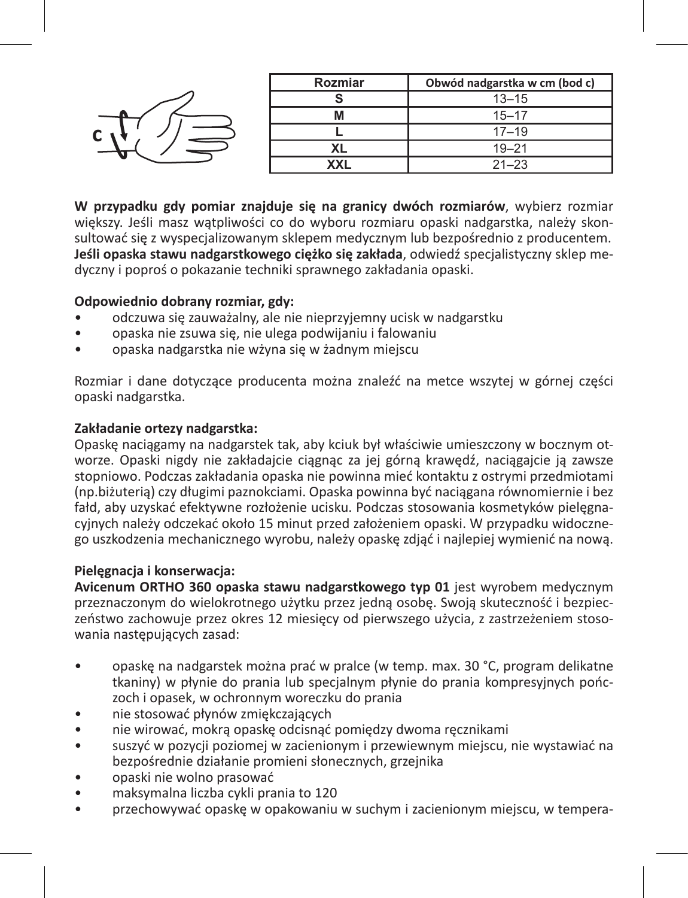| Rozmiar | Obwód nadgarstka w cm (bod c) |
|---|---|
| S | 13–15 |
| M | 15–17 |
| L | 17–19 |
| XL | 19–21 |
| XXL | 21–23 |

**W przypadku gdy pomiar znajduje się na granicy dwóch rozmiarów**, wybierz rozmiar większy. Jeśli masz wątpliwości co do wyboru rozmiaru opaski nadgarstka, należy skonsultować się z wyspecjalizowanym sklepem medycznym lub bezpośrednio z producentem. **Jeśli opaska stawu nadgarstkowego ciężko się zakłada**, odwiedź specjalistyczny sklep medyczny i poproś o pokazanie techniki sprawnego zakładania opaski.

**Odpowiednio dobrany rozmiar, gdy:**

- odczuwa się zauważalny, ale nie nieprzyjemny ucisk w nadgarstku
- opaska nie zsuwa się, nie ulega podwijaniu i falowaniu
- opaska nadgarstka nie wżyna się w żadnym miejscu

Rozmiar i dane dotyczące producenta można znaleźć na metce wszytej w górnej części opaski nadgarstka.

**Zakładanie ortezy nadgarstka:**

Opaskę naciągamy na nadgarstek tak, aby kciuk był właściwie umieszczony w bocznym otworze. Opaski nigdy nie zakładajcie ciągnąc za jej górną krawędź, naciągajcie ją zawsze stopniowo. Podczas zakładania opaska nie powinna mieć kontaktu z ostrymi przedmiotami (np.biżuterią) czy długimi paznokciami. Opaska powinna być naciągana równomiernie i bez fałd, aby uzyskać efektywne rozłożenie ucisku. Podczas stosowania kosmetyków pielęgnacyjnych należy odczekać około 15 minut przed założeniem opaski. W przypadku widocznego uszkodzenia mechanicznego wyrobu, należy opaskę zdjąć i najlepiej wymienić na nową.

**Pielęgnacja i konserwacja:**

**Avicenum ORTHO 360 opaska stawu nadgarstkowego typ 01** jest wyrobem medycznym przeznaczonym do wielokrotnego użytku przez jedną osobę. Swoją skuteczność i bezpieczeństwo zachowuje przez okres 12 miesięcy od pierwszego użycia, z zastrzeżeniem stosowania następujących zasad:

- opaskę na nadgarstek można prać w pralce (w temp. max. 30 °C, program delikatne tkaniny) w płynie do prania lub specjalnym płynie do prania kompresyjnych pończoch i opasek, w ochronnym woreczku do prania
- nie stosować płynów zmiękczających
- nie wirować, mokrą opaskę odcisnąć pomiędzy dwoma ręcznikami
- suszyć w pozycji poziomej w zacienionym i przewiewnym miejscu, nie wystawiać na bezpośrednie działanie promieni słonecznych, grzejnika
- opaski nie wolno prasować
- maksymalna liczba cykli prania to 120
- przechowywać opaskę w opakowaniu w suchym i zacienionym miejscu, w tempera-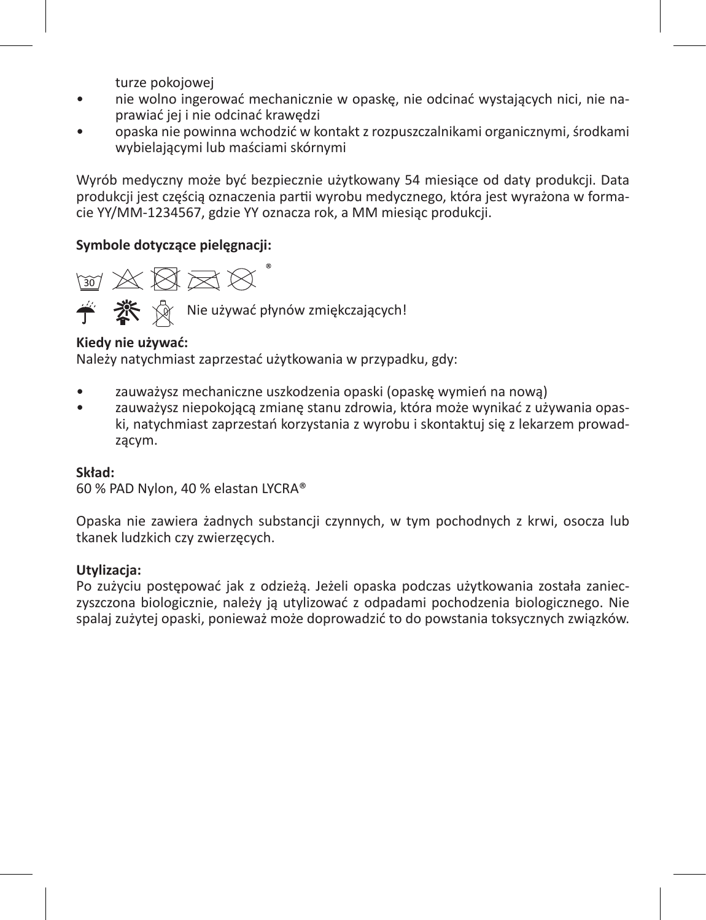turze pokojowej

- nie wolno ingerować mechanicznie w opaskę, nie odcinać wystających nici, nie naprawiać jej i nie odcinać krawędzi
- opaska nie powinna wchodzić w kontakt z rozpuszczalnikami organicznymi, środkami wybielającymi lub maściami skórnymi

Wyrób medyczny może być bezpiecznie użytkowany 54 miesiące od daty produkcji. Data produkcji jest częścią oznaczenia partii wyrobu medycznego, która jest wyrażona w formacie YY/MM-1234567, gdzie YY oznacza rok, a MM miesiąc produkcji.

**Symbole dotyczące pielęgnacji:**

Nie używać płynów zmiękczających!

**Kiedy nie używać:**
Należy natychmiast zaprzestać użytkowania w przypadku, gdy:

- zauważysz mechaniczne uszkodzenia opaski (opaskę wymień na nową)
- zauważysz niepokojącą zmianę stanu zdrowia, która może wynikać z używania opaski, natychmiast zaprzestań korzystania z wyrobu i skontaktuj się z lekarzem prowadzącym.

**Skład:**
60 % PAD Nylon, 40 % elastan LYCRA®

Opaska nie zawiera żadnych substancji czynnych, w tym pochodnych z krwi, osocza lub tkanek ludzkich czy zwierzęcych.

**Utylizacja:**
Po zużyciu postępować jak z odzieżą. Jeżeli opaska podczas użytkowania została zanieczyszczona biologicznie, należy ją utylizować z odpadami pochodzenia biologicznego. Nie spalaj zużytej opaski, ponieważ może doprowadzić to do powstania toksycznych związków.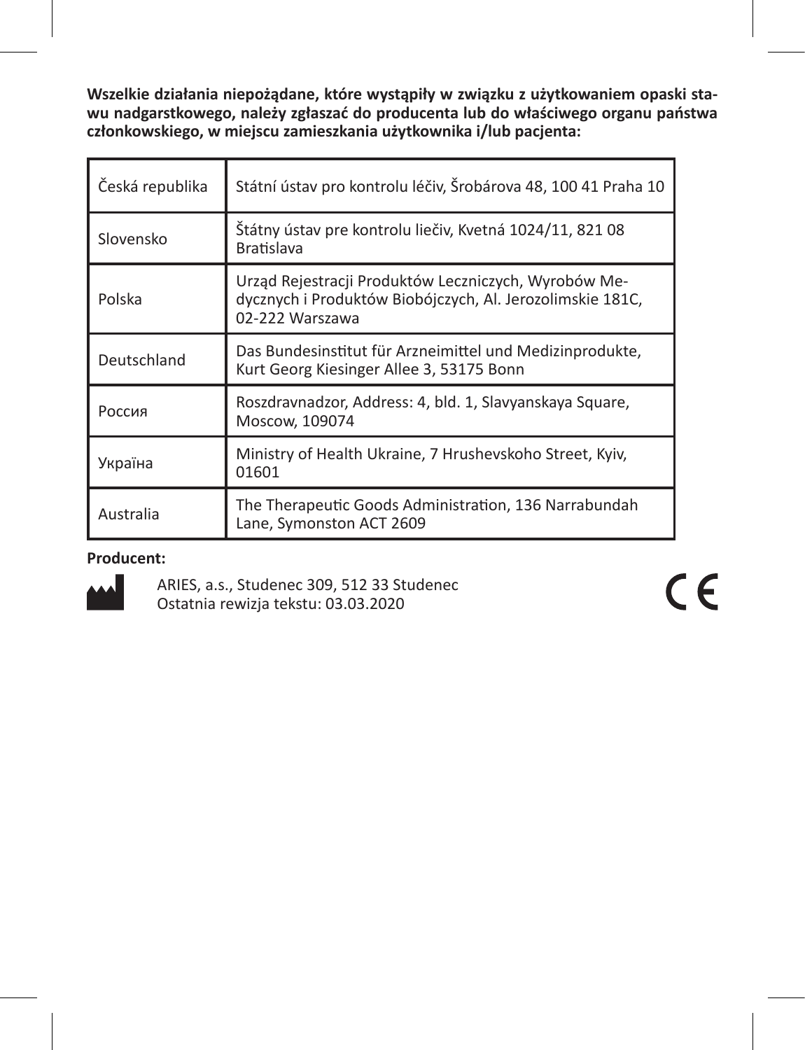**Wszelkie działania niepożądane, które wystąpiły w związku z użytkowaniem opaski stawu nadgarstkowego, należy zgłaszać do producenta lub do właściwego organu państwa członkowskiego, w miejscu zamieszkania użytkownika i/lub pacjenta:**

| Česká republika | Státní ústav pro kontrolu léčiv, Šrobárova 48, 100 41 Praha 10 |
|---|---|
| Slovensko | Štátny ústav pre kontrolu liečiv, Kvetná 1024/11, 821 08 Bratislava |
| Polska | Urząd Rejestracji Produktów Leczniczych, Wyrobów Medycznych i Produktów Biobójczych, Al. Jerozolimskie 181C, 02-222 Warszawa |
| Deutschland | Das Bundesinstitut für Arzneimittel und Medizinprodukte, Kurt Georg Kiesinger Allee 3, 53175 Bonn |
| Россия | Roszdravnadzor, Address: 4, bld. 1, Slavyanskaya Square, Moscow, 109074 |
| Україна | Ministry of Health Ukraine, 7 Hrushevskoho Street, Kyiv, 01601 |
| Australia | The Therapeutic Goods Administration, 136 Narrabundah Lane, Symonston ACT 2609 |

**Producent:**

ARIES, a.s., Studenec 309, 512 33 Studenec
Ostatnia rewizja tekstu: 03.03.2020

CE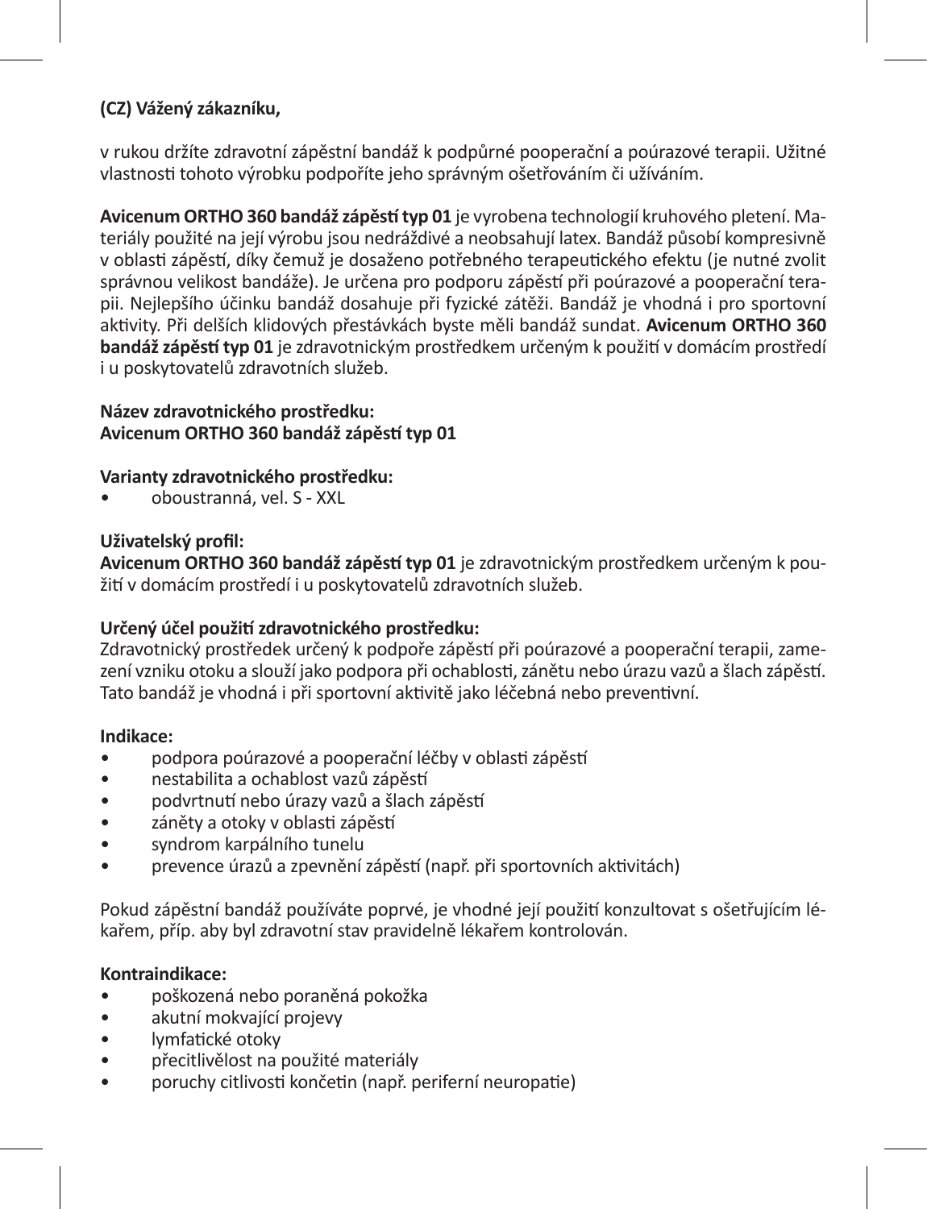**(CZ) Vážený zákazníku,**

v rukou držíte zdravotní zápěstní bandáž k podpůrné pooperační a poúrazové terapii. Užitné vlastnosti tohoto výrobku podpoříte jeho správným ošetřováním či užíváním.

**Avicenum ORTHO 360 bandáž zápěstí typ 01** je vyrobena technologií kruhového pletení. Materiály použité na její výrobu jsou nedráždivé a neobsahují latex. Bandáž působí kompresivně v oblasti zápěstí, díky čemuž je dosaženo potřebného terapeutického efektu (je nutné zvolit správnou velikost bandáže). Je určena pro podporu zápěstí při poúrazové a pooperační terapii. Nejlepšího účinku bandáž dosahuje při fyzické zátěži. Bandáž je vhodná i pro sportovní aktivity. Při delších klidových přestávkách byste měli bandáž sundat. **Avicenum ORTHO 360 bandáž zápěstí typ 01** je zdravotnickým prostředkem určeným k použití v domácím prostředí i u poskytovatelů zdravotních služeb.

**Název zdravotnického prostředku:**
**Avicenum ORTHO 360 bandáž zápěstí typ 01**

**Varianty zdravotnického prostředku:**

- oboustranná, vel. S - XXL

**Uživatelský profil:**
**Avicenum ORTHO 360 bandáž zápěstí typ 01** je zdravotnickým prostředkem určeným k použití v domácím prostředí i u poskytovatelů zdravotních služeb.

**Určený účel použití zdravotnického prostředku:**
Zdravotnický prostředek určený k podpoře zápěstí při poúrazové a pooperační terapii, zamezení vzniku otoku a slouží jako podpora při ochablosti, zánětu nebo úrazu vazů a šlach zápěstí. Tato bandáž je vhodná i při sportovní aktivitě jako léčebná nebo preventivní.

**Indikace:**

- podpora poúrazové a pooperační léčby v oblasti zápěstí
- nestabilita a ochablost vazů zápěstí
- podvrtnutí nebo úrazy vazů a šlach zápěstí
- záněty a otoky v oblasti zápěstí
- syndrom karpálního tunelu
- prevence úrazů a zpevnění zápěstí (např. při sportovních aktivitách)

Pokud zápěstní bandáž používáte poprvé, je vhodné její použití konzultovat s ošetřujícím lékařem, příp. aby byl zdravotní stav pravidelně lékařem kontrolován.

**Kontraindikace:**

- poškozená nebo poraněná pokožka
- akutní mokvající projevy
- lymfatické otoky
- přecitlivělost na použité materiály
- poruchy citlivosti končetin (např. periferní neuropatie)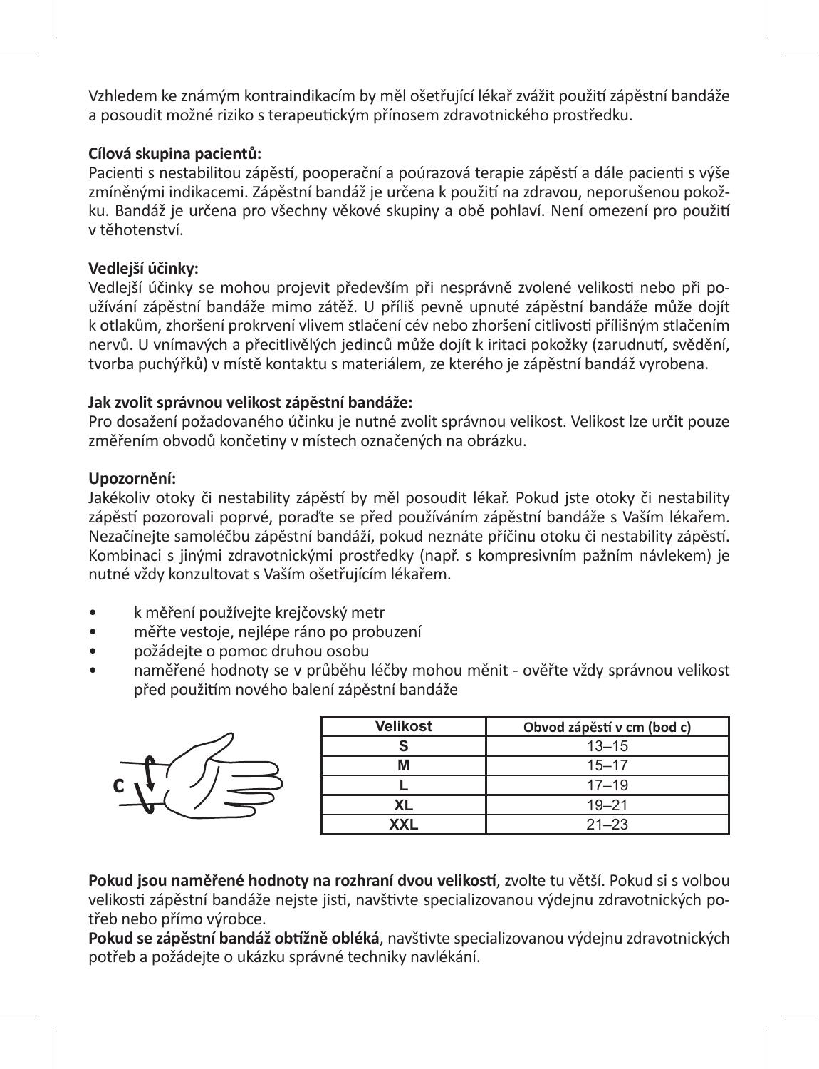Vzhledem ke známým kontraindikacím by měl ošetřující lékař zvážit použití zápěstní bandáže a posoudit možné riziko s terapeutickým přínosem zdravotnického prostředku.

**Cílová skupina pacientů:**
Pacienti s nestabilitou zápěstí, pooperační a poúrazová terapie zápěstí a dále pacienti s výše zmíněnými indikacemi. Zápěstní bandáž je určena k použití na zdravou, neporušenou pokožku. Bandáž je určena pro všechny věkové skupiny a obě pohlaví. Není omezení pro použití v těhotenství.

**Vedlejší účinky:**
Vedlejší účinky se mohou projevit především při nesprávně zvolené velikosti nebo při používání zápěstní bandáže mimo zátěž. U příliš pevně upnuté zápěstní bandáže může dojít k otlakům, zhoršení prokrvení vlivem stlačení cév nebo zhoršení citlivosti přílišným stlačením nervů. U vnímavých a přecitlivělých jedinců může dojít k iritaci pokožky (zarudnutí, svědění, tvorba puchýřků) v místě kontaktu s materiálem, ze kterého je zápěstní bandáž vyrobena.

**Jak zvolit správnou velikost zápěstní bandáže:**
Pro dosažení požadovaného účinku je nutné zvolit správnou velikost. Velikost lze určit pouze změřením obvodů končetiny v místech označených na obrázku.

**Upozornění:**
Jakékoliv otoky či nestability zápěstí by měl posoudit lékař. Pokud jste otoky či nestability zápěstí pozorovali poprvé, poraďte se před používáním zápěstní bandáže s Vaším lékařem. Nezačínejte samoléčbu zápěstní bandáží, pokud neznáte příčinu otoku či nestability zápěstí. Kombinaci s jinými zdravotnickými prostředky (např. s kompresivním pažním návlekem) je nutné vždy konzultovat s Vaším ošetřujícím lékařem.

- k měření používejte krejčovský metr
- měřte vestoje, nejlépe ráno po probuzení
- požádejte o pomoc druhou osobu
- naměřené hodnoty se v průběhu léčby mohou měnit - ověřte vždy správnou velikost před použitím nového balení zápěstní bandáže

C

| Velikost | Obvod zápěstí v cm (bod c) |
|---|---|
| S | 13–15 |
| M | 15–17 |
| L | 17–19 |
| XL | 19–21 |
| XXL | 21–23 |

**Pokud jsou naměřené hodnoty na rozhraní dvou velikostí**, zvolte tu větší. Pokud si s volbou velikosti zápěstní bandáže nejste jisti, navštivte specializovanou výdejnu zdravotnických potřeb nebo přímo výrobce.
**Pokud se zápěstní bandáž obtížně obléká**, navštivte specializovanou výdejnu zdravotnických potřeb a požádejte o ukázku správné techniky navlékání.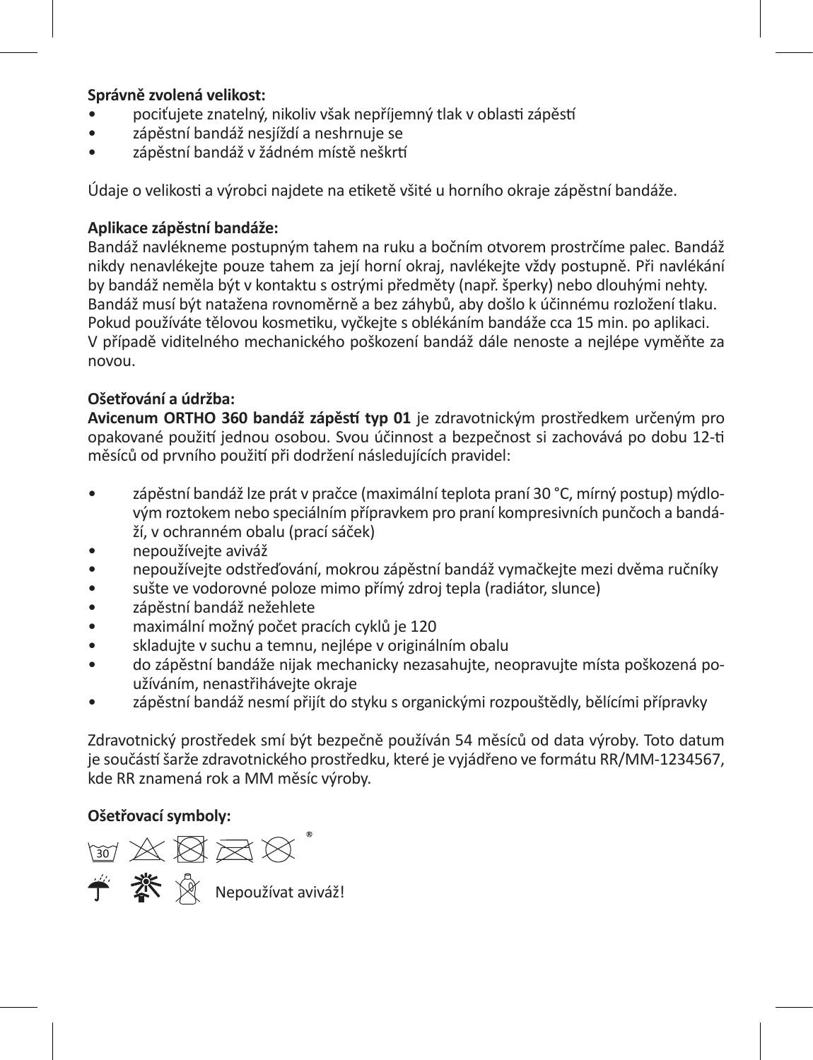**Správně zvolená velikost:**

- pociťujete znatelný, nikoliv však nepříjemný tlak v oblasti zápěstí
- zápěstní bandáž nesjíždí a neshrnuje se
- zápěstní bandáž v žádném místě neškrtí

Údaje o velikosti a výrobci najdete na etiketě všité u horního okraje zápěstní bandáže.

**Aplikace zápěstní bandáže:**

Bandáž navlékneme postupným tahem na ruku a bočním otvorem prostrčíme palec. Bandáž nikdy nenavlékejte pouze tahem za její horní okraj, navlékejte vždy postupně. Při navlékání by bandáž neměla být v kontaktu s ostrými předměty (např. šperky) nebo dlouhými nehty. Bandáž musí být natažena rovnoměrně a bez záhybů, aby došlo k účinnému rozložení tlaku. Pokud používáte tělovou kosmetiku, vyčkejte s oblékáním bandáže cca 15 min. po aplikaci. V případě viditelného mechanického poškození bandáž dále nenoste a nejlépe vyměňte za novou.

**Ošetřování a údržba:**

**Avicenum ORTHO 360 bandáž zápěstí typ 01** je zdravotnickým prostředkem určeným pro opakované použití jednou osobou. Svou účinnost a bezpečnost si zachovává po dobu 12-ti měsíců od prvního použití při dodržení následujících pravidel:

- zápěstní bandáž lze prát v pračce (maximální teplota praní 30 °C, mírný postup) mýdlovým roztokem nebo speciálním přípravkem pro praní kompresivních punčoch a bandáží, v ochranném obalu (prací sáček)
- nepoužívejte aviváž
- nepoužívejte odstřeďování, mokrou zápěstní bandáž vymačkejte mezi dvěma ručníky
- sušte ve vodorovné poloze mimo přímý zdroj tepla (radiátor, slunce)
- zápěstní bandáž nežehlete
- maximální možný počet pracích cyklů je 120
- skladujte v suchu a temnu, nejlépe v originálním obalu
- do zápěstní bandáže nijak mechanicky nezasahujte, neopravujte místa poškozená používáním, nenastřihávejte okraje
- zápěstní bandáž nesmí přijít do styku s organickými rozpouštědly, bělícími přípravky

Zdravotnický prostředek smí být bezpečně používán 54 měsíců od data výroby. Toto datum je součástí šarže zdravotnického prostředku, které je vyjádřeno ve formátu RR/MM-1234567, kde RR znamená rok a MM měsíc výroby.

**Ošetřovací symboly:**

30 ®

Nepoužívat aviváž!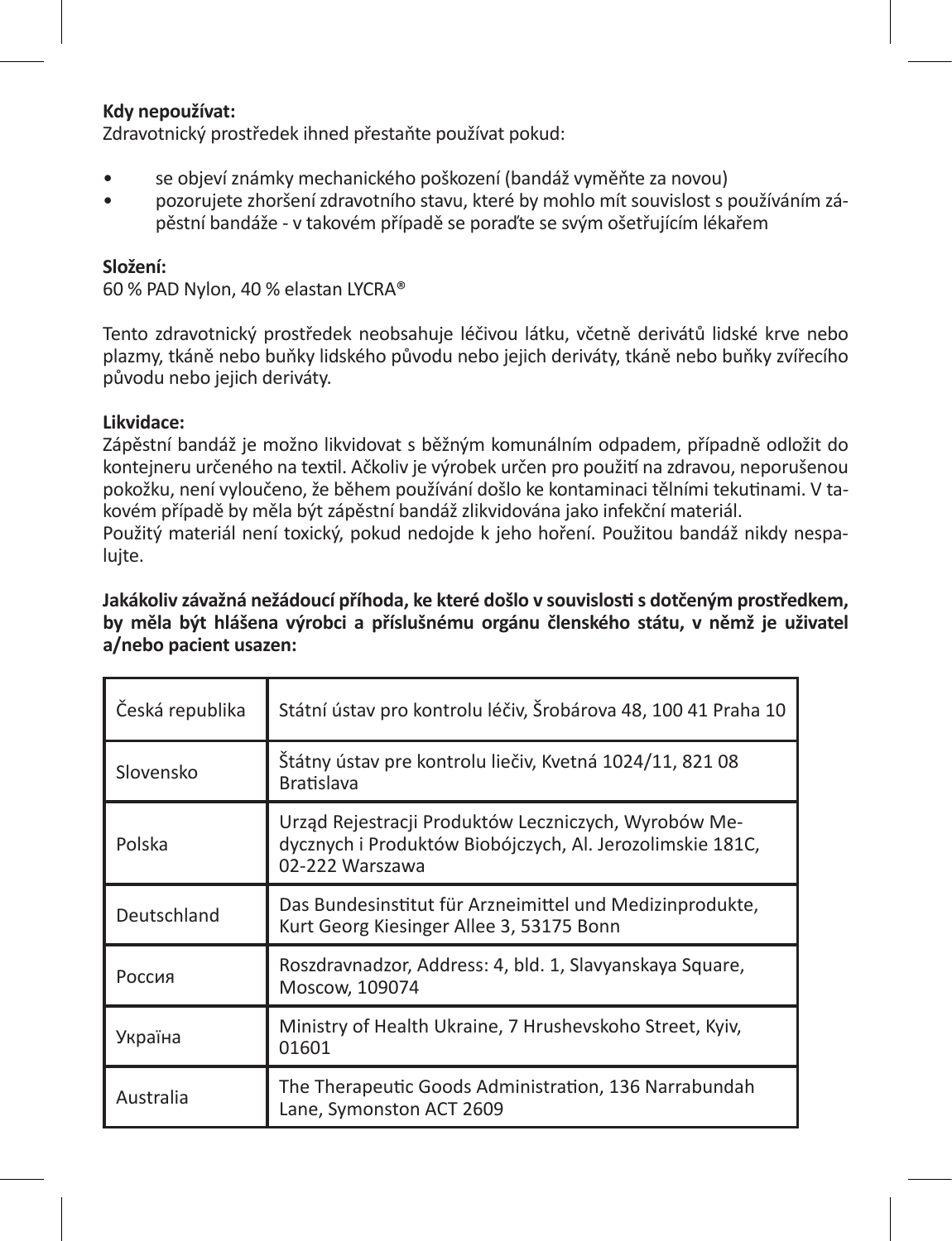**Kdy nepoužívat:**
Zdravotnický prostředek ihned přestaňte používat pokud:

- se objeví známky mechanického poškození (bandáž vyměňte za novou)
- pozorujete zhoršení zdravotního stavu, které by mohlo mít souvislost s používáním zápěstní bandáže - v takovém případě se poraďte se svým ošetřujícím lékařem

**Složení:**
60 % PAD Nylon, 40 % elastan LYCRA®

Tento zdravotnický prostředek neobsahuje léčivou látku, včetně derivátů lidské krve nebo plazmy, tkáně nebo buňky lidského původu nebo jejich deriváty, tkáně nebo buňky zvířecího původu nebo jejich deriváty.

**Likvidace:**
Zápěstní bandáž je možno likvidovat s běžným komunálním odpadem, případně odložit do kontejneru určeného na textil. Ačkoliv je výrobek určen pro použití na zdravou, neporušenou pokožku, není vyloučeno, že během používání došlo ke kontaminaci tělními tekutinami. V takovém případě by měla být zápěstní bandáž zlikvidována jako infekční materiál.
Použitý materiál není toxický, pokud nedojde k jeho hoření. Použitou bandáž nikdy nespalujte.

**Jakákoliv závažná nežádoucí příhoda, ke které došlo v souvislosti s dotčeným prostředkem, by měla být hlášena výrobci a příslušnému orgánu členského státu, v němž je uživatel a/nebo pacient usazen:**

| | |
|---|---|
| Česká republika | Státní ústav pro kontrolu léčiv, Šrobárova 48, 100 41 Praha 10 |
| Slovensko | Štátny ústav pre kontrolu liečiv, Kvetná 1024/11, 821 08 Bratislava |
| Polska | Urząd Rejestracji Produktów Leczniczych, Wyrobów Medycznych i Produktów Biobójczych, Al. Jerozolimskie 181C, 02-222 Warszawa |
| Deutschland | Das Bundesinstitut für Arzneimittel und Medizinprodukte, Kurt Georg Kiesinger Allee 3, 53175 Bonn |
| Россия | Roszdravnadzor, Address: 4, bld. 1, Slavyanskaya Square, Moscow, 109074 |
| Україна | Ministry of Health Ukraine, 7 Hrushevskoho Street, Kyiv, 01601 |
| Australia | The Therapeutic Goods Administration, 136 Narrabundah Lane, Symonston ACT 2609 |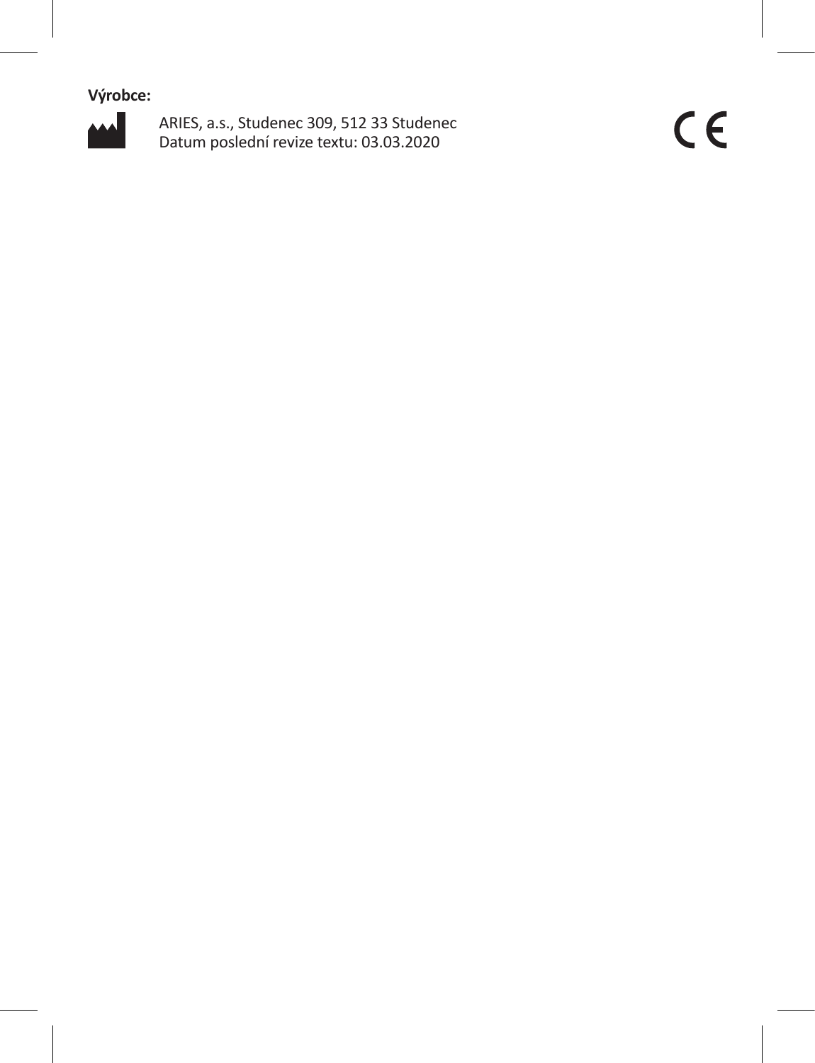**Výrobce:**

ARIES, a.s., Studenec 309, 512 33 Studenec
Datum poslední revize textu: 03.03.2020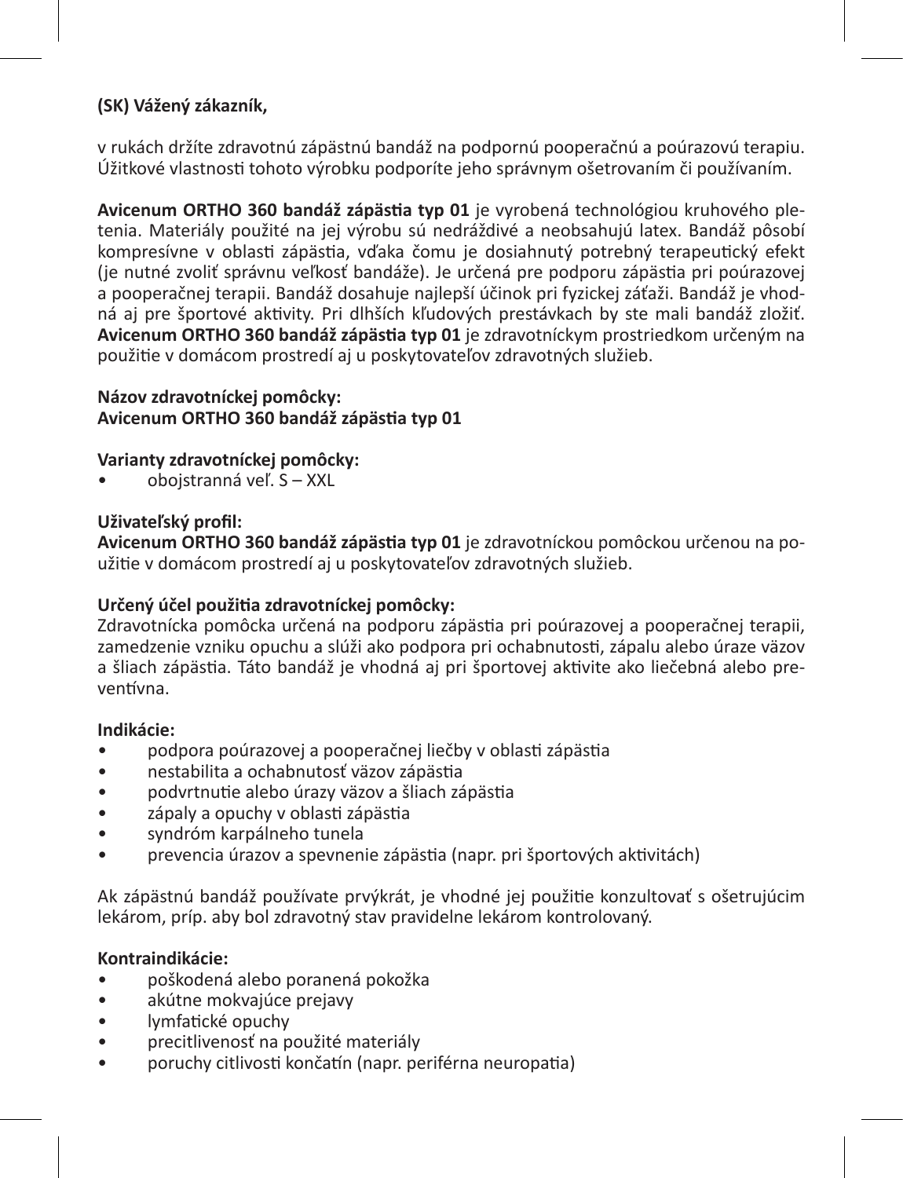**(SK) Vážený zákazník,**

v rukách držíte zdravotnú zápästnú bandáž na podpornú pooperačnú a poúrazovú terapiu. Úžitkové vlastnosti tohoto výrobku podporíte jeho správnym ošetrovaním či používaním.

**Avicenum ORTHO 360 bandáž zápästia typ 01** je vyrobená technológiou kruhového pletenia. Materiály použité na jej výrobu sú nedráždivé a neobsahujú latex. Bandáž pôsobí kompresívne v oblasti zápästia, vďaka čomu je dosiahnutý potrebný terapeutický efekt (je nutné zvoliť správnu veľkosť bandáže). Je určená pre podporu zápästia pri poúrazovej a pooperačnej terapii. Bandáž dosahuje najlepší účinok pri fyzickej záťaži. Bandáž je vhodná aj pre športové aktivity. Pri dlhších kľudových prestávkach by ste mali bandáž zložiť. **Avicenum ORTHO 360 bandáž zápästia typ 01** je zdravotníckym prostriedkom určeným na použitie v domácom prostredí aj u poskytovateľov zdravotných služieb.

**Názov zdravotníckej pomôcky:**
**Avicenum ORTHO 360 bandáž zápästia typ 01**

**Varianty zdravotníckej pomôcky:**
- obojstranná veľ. S – XXL

**Uživateľský profil:**
**Avicenum ORTHO 360 bandáž zápästia typ 01** je zdravotníckou pomôckou určenou na použitie v domácom prostredí aj u poskytovateľov zdravotných služieb.

**Určený účel použitia zdravotníckej pomôcky:**
Zdravotnícka pomôcka určená na podporu zápästia pri poúrazovej a pooperačnej terapii, zamedzenie vzniku opuchu a slúži ako podpora pri ochabnutosti, zápalu alebo úraze väzov a šliach zápästia. Táto bandáž je vhodná aj pri športovej aktivite ako liečebná alebo preventívna.

**Indikácie:**
- podpora poúrazovej a pooperačnej liečby v oblasti zápästia
- nestabilita a ochabnutosť väzov zápästia
- podvrtnutie alebo úrazy väzov a šliach zápästia
- zápaly a opuchy v oblasti zápästia
- syndróm karpálneho tunela
- prevencia úrazov a spevnenie zápästia (napr. pri športových aktivitách)

Ak zápästnú bandáž používate prvýkrát, je vhodné jej použitie konzultovať s ošetrujúcim lekárom, príp. aby bol zdravotný stav pravidelne lekárom kontrolovaný.

**Kontraindikácie:**
- poškodená alebo poranená pokožka
- akútne mokvajúce prejavy
- lymfatické opuchy
- precitlivenosť na použité materiály
- poruchy citlivosti končatín (napr. periférna neuropatia)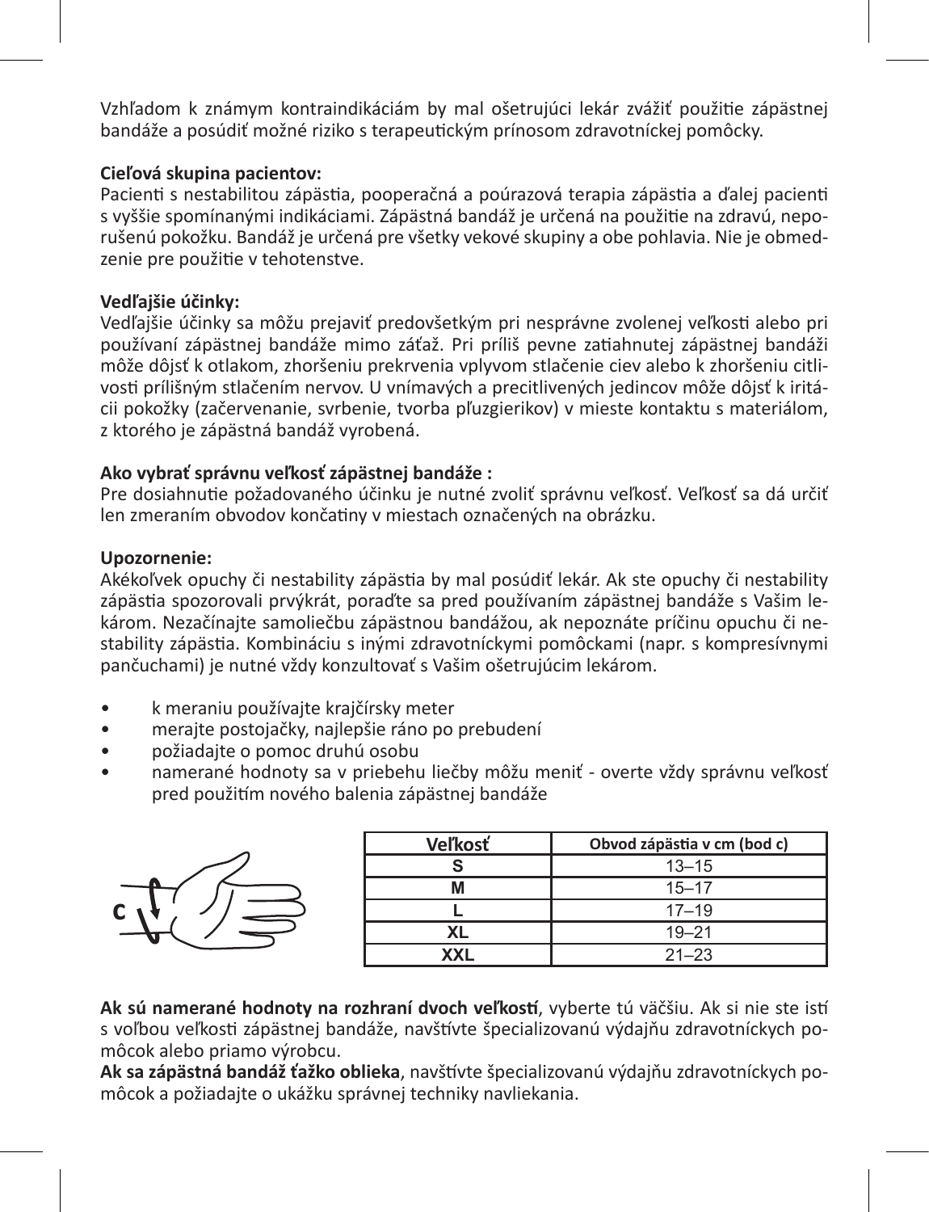Vzhľadom k známym kontraindikáciám by mal ošetrujúci lekár zvážiť použitie zápästnej bandáže a posúdiť možné riziko s terapeutickým prínosom zdravotníckej pomôcky.

**Cieľová skupina pacientov:**
Pacienti s nestabilitou zápästia, pooperačná a poúrazová terapia zápästia a ďalej pacienti s vyššie spomínanými indikáciami. Zápästná bandáž je určená na použitie na zdravú, neporušenú pokožku. Bandáž je určená pre všetky vekové skupiny a obe pohlavia. Nie je obmedzenie pre použitie v tehotenstve.

**Vedľajšie účinky:**
Vedľajšie účinky sa môžu prejaviť predovšetkým pri nesprávne zvolenej veľkosti alebo pri používaní zápästnej bandáže mimo záťaž. Pri príliš pevne zatiahnutej zápästnej bandáži môže dôjsť k otlakom, zhoršeniu prekrvenia vplyvom stlačenie ciev alebo k zhoršeniu citlivosti prílišným stlačením nervov. U vnímavých a precitlivených jedincov môže dôjsť k iritácii pokožky (začervenanie, svrbenie, tvorba pľuzgierikov) v mieste kontaktu s materiálom, z ktorého je zápästná bandáž vyrobená.

**Ako vybrať správnu veľkosť zápästnej bandáže :**
Pre dosiahnutie požadovaného účinku je nutné zvoliť správnu veľkosť. Veľkosť sa dá určiť len zmeraním obvodov končatiny v miestach označených na obrázku.

**Upozornenie:**
Akékoľvek opuchy či nestability zápästia by mal posúdiť lekár. Ak ste opuchy či nestability zápästia spozorovali prvýkrát, poraďte sa pred používaním zápästnej bandáže s Vašim lekárom. Nezačínajte samoliečbu zápästnou bandážou, ak nepoznáte príčinu opuchu či nestability zápästia. Kombináciu s inými zdravotníckymi pomôckami (napr. s kompresívnymi pančuchami) je nutné vždy konzultovať s Vašim ošetrujúcim lekárom.

- k meraniu používajte krajčírsky meter
- merajte postojačky, najlepšie ráno po prebudení
- požiadajte o pomoc druhú osobu
- namerané hodnoty sa v priebehu liečby môžu meniť - overte vždy správnu veľkosť pred použitím nového balenia zápästnej bandáže

C

| Veľkosť | Obvod zápästia v cm (bod c) |
|---|---|
| S | 13–15 |
| M | 15–17 |
| L | 17–19 |
| XL | 19–21 |
| XXL | 21–23 |

**Ak sú namerané hodnoty na rozhraní dvoch veľkostí**, vyberte tú väčšiu. Ak si nie ste istí s voľbou veľkosti zápästnej bandáže, navštívte špecializovanú výdajňu zdravotníckych pomôcok alebo priamo výrobcu.
**Ak sa zápästná bandáž ťažko oblieka**, navštívte špecializovanú výdajňu zdravotníckych pomôcok a požiadajte o ukážku správnej techniky navliekania.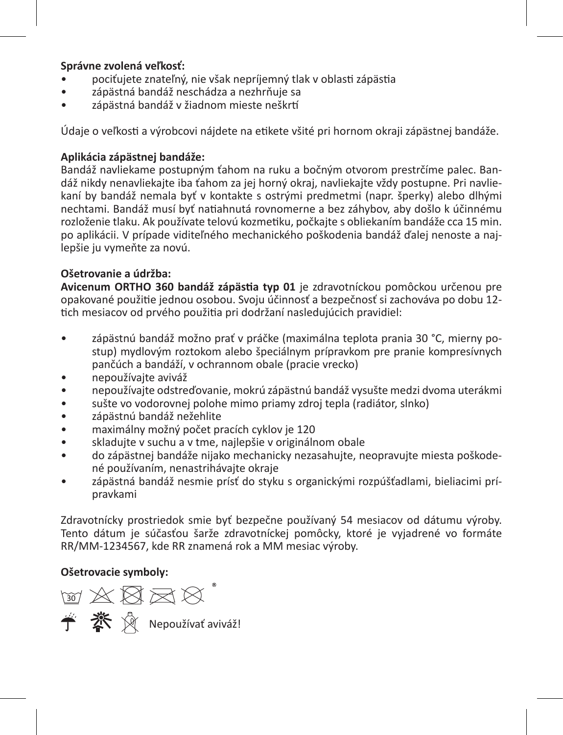**Správne zvolená veľkosť:**

- pociťujete znateľný, nie však nepríjemný tlak v oblasti zápästia
- zápästná bandáž neschádza a nezhrňuje sa
- zápästná bandáž v žiadnom mieste neškrtí

Údaje o veľkosti a výrobcovi nájdete na etikete všité pri hornom okraji zápästnej bandáže.

**Aplikácia zápästnej bandáže:**

Bandáž navliekame postupným ťahom na ruku a bočným otvorom prestrčíme palec. Bandáž nikdy nenavliekajte iba ťahom za jej horný okraj, navliekajte vždy postupne. Pri navliekaní by bandáž nemala byť v kontakte s ostrými predmetmi (napr. šperky) alebo dlhými nechtami. Bandáž musí byť natiahnutá rovnomerne a bez záhybov, aby došlo k účinnému rozloženie tlaku. Ak používate telovú kozmetiku, počkajte s obliekaním bandáže cca 15 min. po aplikácii. V prípade viditeľného mechanického poškodenia bandáž ďalej nenoste a najlepšie ju vymeňte za novú.

**Ošetrovanie a údržba:**

**Avicenum ORTHO 360 bandáž zápästia typ 01** je zdravotníckou pomôckou určenou pre opakované použitie jednou osobou. Svoju účinnosť a bezpečnosť si zachováva po dobu 12-tich mesiacov od prvého použitia pri dodržaní nasledujúcich pravidiel:

- zápästnú bandáž možno prať v práčke (maximálna teplota prania 30 °C, mierny postup) mydlovým roztokom alebo špeciálnym prípravkom pre pranie kompresívnych pančúch a bandáží, v ochrannom obale (pracie vrecko)
- nepoužívajte aviváž
- nepoužívajte odstreďovanie, mokrú zápästnú bandáž vysušte medzi dvoma uterákmi
- sušte vo vodorovnej polohe mimo priamy zdroj tepla (radiátor, slnko)
- zápästnú bandáž nežehlite
- maximálny možný počet pracích cyklov je 120
- skladujte v suchu a v tme, najlepšie v originálnom obale
- do zápästnej bandáže nijako mechanicky nezasahujte, neopravujte miesta poškodené používaním, nenastrihávajte okraje
- zápästná bandáž nesmie prísť do styku s organickými rozpúšťadlami, bieliacimi prípravkami

Zdravotnícky prostriedok smie byť bezpečne používaný 54 mesiacov od dátumu výroby. Tento dátum je súčasťou šarže zdravotníckej pomôcky, ktoré je vyjadrené vo formáte RR/MM-1234567, kde RR znamená rok a MM mesiac výroby.

**Ošetrovacie symboly:**

30 ®

Nepoužívať aviváž!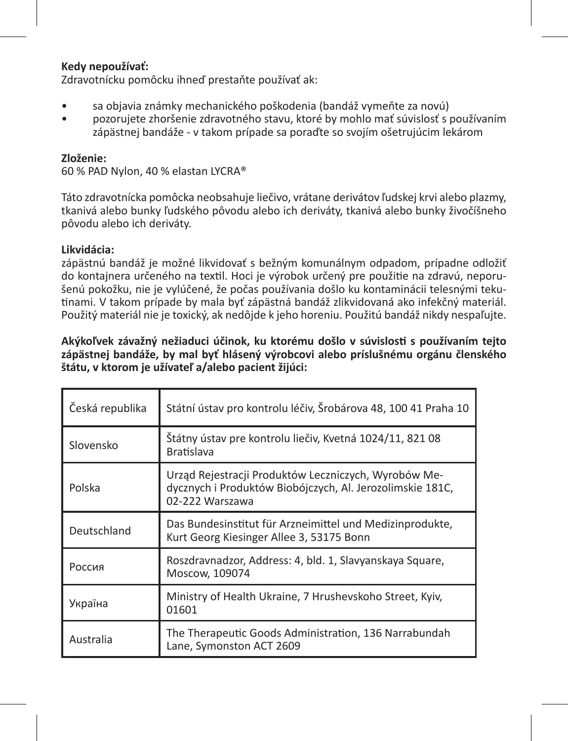**Kedy nepoužívať:**
Zdravotnícku pomôcku ihneď prestaňte používať ak:

- sa objavia známky mechanického poškodenia (bandáž vymeňte za novú)
- pozorujete zhoršenie zdravotného stavu, ktoré by mohlo mať súvislosť s používaním zápästnej bandáže - v takom prípade sa poraďte so svojím ošetrujúcim lekárom

**Zloženie:**
60 % PAD Nylon, 40 % elastan LYCRA®

Táto zdravotnícka pomôcka neobsahuje liečivo, vrátane derivátov ľudskej krvi alebo plazmy, tkanivá alebo bunky ľudského pôvodu alebo ich deriváty, tkanivá alebo bunky živočíšneho pôvodu alebo ich deriváty.

**Likvidácia:**
zápästnú bandáž je možné likvidovať s bežným komunálnym odpadom, prípadne odložiť do kontajnera určeného na textil. Hoci je výrobok určený pre použitie na zdravú, neporušenú pokožku, nie je vylúčené, že počas používania došlo ku kontaminácii telesnými tekutinami. V takom prípade by mala byť zápästná bandáž zlikvidovaná ako infekčný materiál. Použitý materiál nie je toxický, ak nedôjde k jeho horeniu. Použitú bandáž nikdy nespaľujte.

**Akýkoľvek závažný nežiaduci účinok, ku ktorému došlo v súvislosti s používaním tejto zápästnej bandáže, by mal byť hlásený výrobcovi alebo príslušnému orgánu členského štátu, v ktorom je užívateľ a/alebo pacient žijúci:**

| | |
|---|---|
| Česká republika | Státní ústav pro kontrolu léčiv, Šrobárova 48, 100 41 Praha 10 |
| Slovensko | Štátny ústav pre kontrolu liečiv, Kvetná 1024/11, 821 08 Bratislava |
| Polska | Urząd Rejestracji Produktów Leczniczych, Wyrobów Medycznych i Produktów Biobójczych, Al. Jerozolimskie 181C, 02-222 Warszawa |
| Deutschland | Das Bundesinstitut für Arzneimittel und Medizinprodukte, Kurt Georg Kiesinger Allee 3, 53175 Bonn |
| Россия | Roszdravnadzor, Address: 4, bld. 1, Slavyanskaya Square, Moscow, 109074 |
| Україна | Ministry of Health Ukraine, 7 Hrushevskoho Street, Kyiv, 01601 |
| Australia | The Therapeutic Goods Administration, 136 Narrabundah Lane, Symonston ACT 2609 |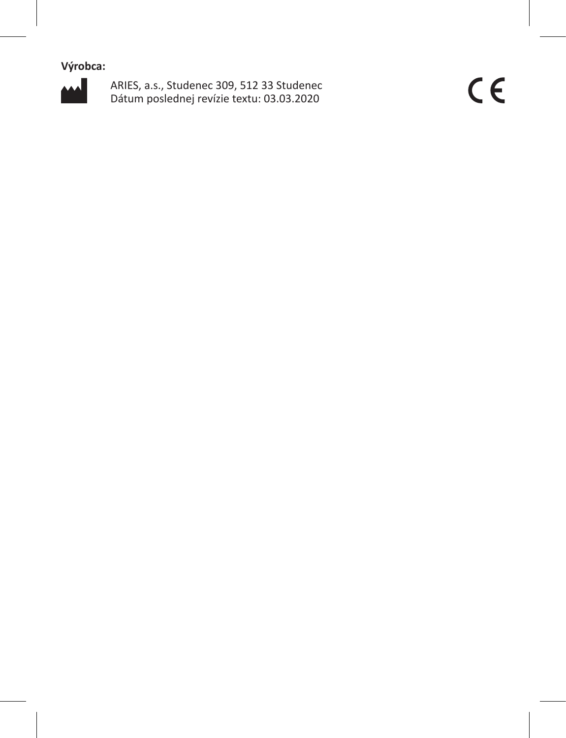**Výrobca:**

ARIES, a.s., Studenec 309, 512 33 Studenec
Dátum poslednej revízie textu: 03.03.2020

CE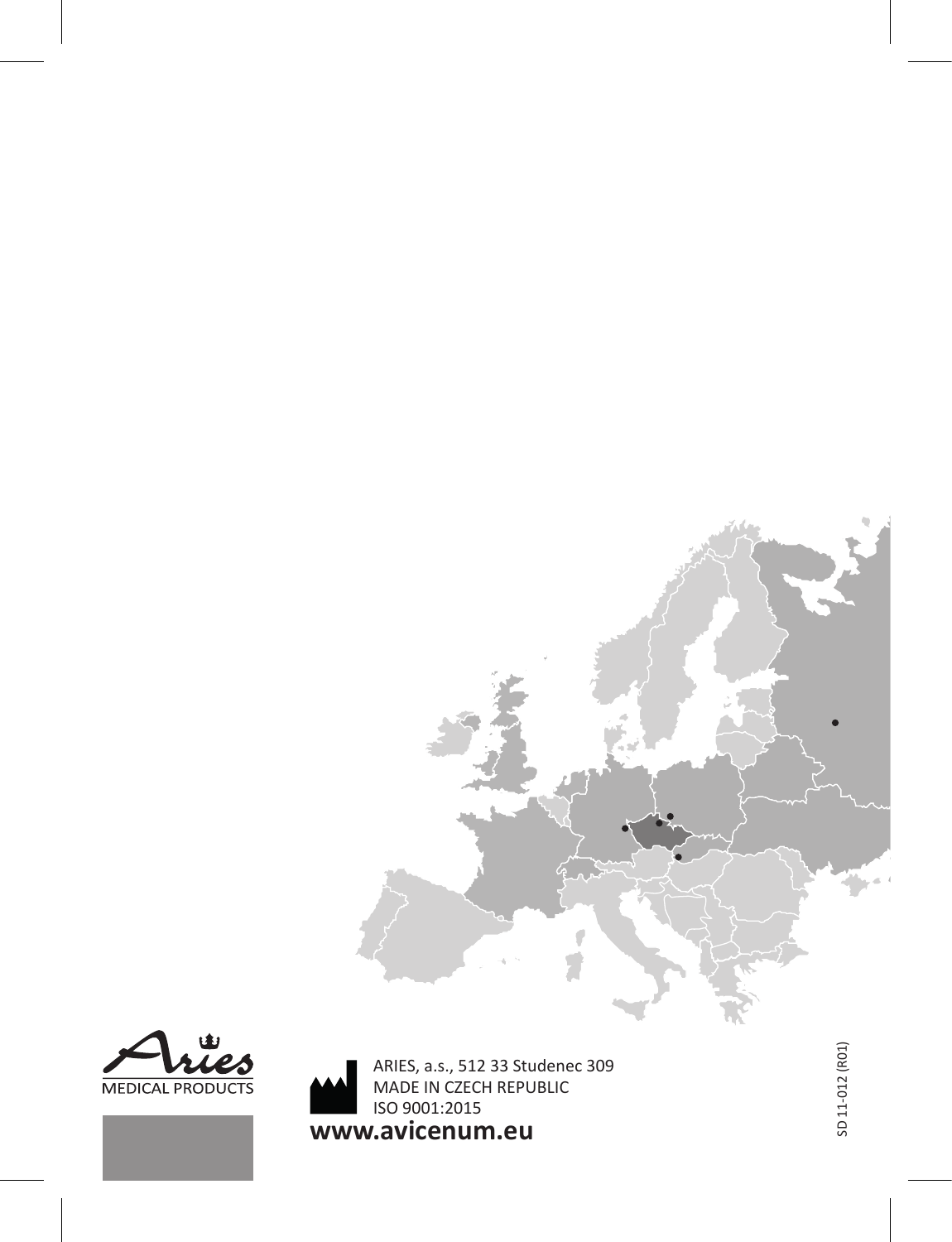Aries
MEDICAL PRODUCTS

ARIES, a.s., 512 33 Studenec 309
MADE IN CZECH REPUBLIC
ISO 9001:2015

**www.avicenum.eu**

SD 11-012 (R01)